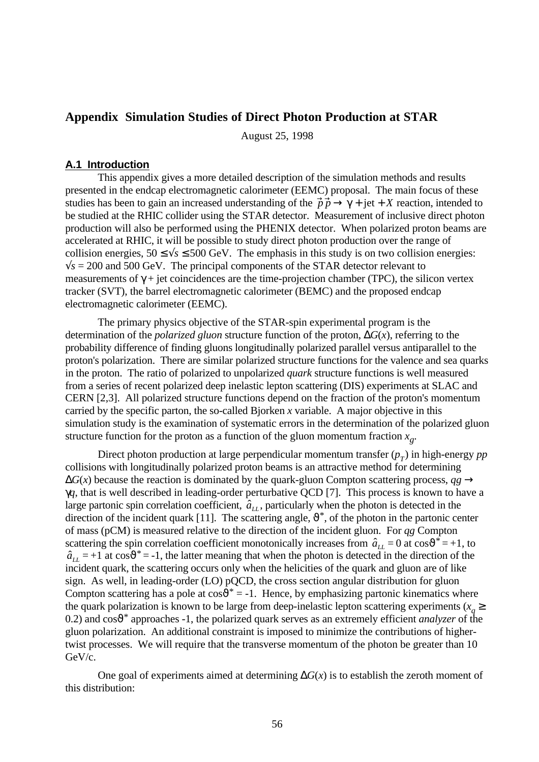## Appendix Simulation Studies of Direct Photon Production at STAR

August 25, 1998

### A.1 Introduction

This appendix gives a more detailed description of the simulation methods and results presented in the endcap electromagnetic calorimeter (EEMC) proposal. The main focus of these studies has been to gain an increased understanding of the $\vec{p}\vec{p} \rightarrow \gamma + \text{jet} + X$ reaction, intended to be studied at the RHIC collider using the STAR detector. Measurement of inclusive direct photon production will also be performed using the PHENIX detector. When polarized proton beams are accelerated at RHIC, it will be possible to study direct photon production over the range of collision energies, $50 \leq \sqrt{s} \leq 500$ GeV. The emphasis in this study is on two collision energies: $\sqrt{s}$ = 200 and 500 GeV. The principal components of the STAR detector relevant to measurements of $\gamma$ + jet coincidences are the time-projection chamber (TPC), the silicon vertex tracker (SVT), the barrel electromagnetic calorimeter (BEMC) and the proposed endcap electromagnetic calorimeter (EEMC).

The primary physics objective of the STAR-spin experimental program is the determination of the *polarized gluon* structure function of the proton, $\Delta G(x)$, referring to the probability difference of finding gluons longitudinally polarized parallel versus antiparallel to the proton's polarization. There are similar polarized structure functions for the valence and sea quarks in the proton. The ratio of polarized to unpolarized *quark* structure functions is well measured from a series of recent polarized deep inelastic lepton scattering (DIS) experiments at SLAC and CERN [2,3]. All polarized structure functions depend on the fraction of the proton's momentum carried by the specific parton, the so-called Bjorken *x* variable. A major objective in this simulation study is the examination of systematic errors in the determination of the polarized gluon structure function for the proton as a function of the gluon momentum fraction $x_g$.

Direct photon production at large perpendicular momentum transfer ($p_T$) in high-energy *pp* collisions with longitudinally polarized proton beams is an attractive method for determining $\Delta G(x)$ because the reaction is dominated by the quark-gluon Compton scattering process, $qg \rightarrow \gamma q$, that is well described in leading-order perturbative QCD [7]. This process is known to have a large partonic spin correlation coefficient, $\hat{a}_{LL}$, particularly when the photon is detected in the direction of the incident quark [11]. The scattering angle, $\vartheta^*$, of the photon in the partonic center of mass (pCM) is measured relative to the direction of the incident gluon. For *qg* Compton scattering the spin correlation coefficient monotonically increases from $\hat{a}_{LL} = 0$ at $\cos\vartheta^* = +1$, to $\hat{a}_{LL} = +1$ at $\cos\vartheta^* = -1$, the latter meaning that when the photon is detected in the direction of the incident quark, the scattering occurs only when the helicities of the quark and gluon are of like sign. As well, in leading-order (LO) pQCD, the cross section angular distribution for gluon Compton scattering has a pole at $\cos\vartheta^* = -1$. Hence, by emphasizing partonic kinematics where the quark polarization is known to be large from deep-inelastic lepton scattering experiments ($x_q \geq 0.2$) and $\cos\vartheta^*$ approaches -1, the polarized quark serves as an extremely efficient *analyzer* of the gluon polarization. An additional constraint is imposed to minimize the contributions of higher-twist processes. We will require that the transverse momentum of the photon be greater than 10 GeV/c.

One goal of experiments aimed at determining $\Delta G(x)$ is to establish the zeroth moment of this distribution: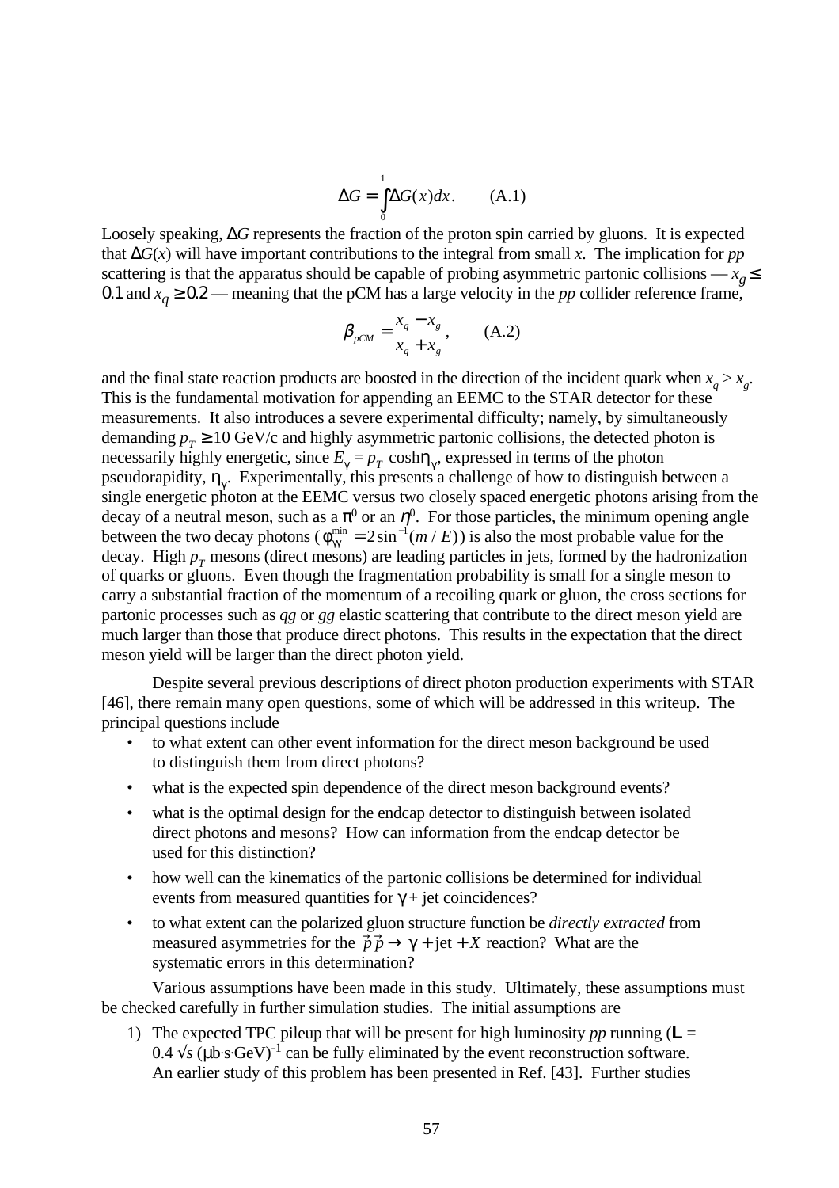$$\Delta G = \int_0^1 \Delta G(x)dx. \qquad \text{(A.1)}$$

Loosely speaking, $\Delta G$ represents the fraction of the proton spin carried by gluons. It is expected that $\Delta G(x)$ will have important contributions to the integral from small $x$. The implication for *pp* scattering is that the apparatus should be capable of probing asymmetric partonic collisions — $x_g \leq 0.1$ and $x_q \geq 0.2$ — meaning that the pCM has a large velocity in the *pp* collider reference frame,

$$\beta_{pCM} = \frac{x_q - x_g}{x_q + x_g}, \qquad \text{(A.2)}$$

and the final state reaction products are boosted in the direction of the incident quark when $x_q > x_g$. This is the fundamental motivation for appending an EEMC to the STAR detector for these measurements. It also introduces a severe experimental difficulty; namely, by simultaneously demanding $p_T \geq 10$ GeV/c and highly asymmetric partonic collisions, the detected photon is necessarily highly energetic, since $E_\gamma = p_T \cosh\eta_\gamma$, expressed in terms of the photon pseudorapidity, $\eta_\gamma$. Experimentally, this presents a challenge of how to distinguish between a single energetic photon at the EEMC versus two closely spaced energetic photons arising from the decay of a neutral meson, such as a $\pi^0$ or an $\eta^0$. For those particles, the minimum opening angle between the two decay photons ($\phi_{\gamma\gamma}^{\min} = 2\sin^{-1}(m/E)$) is also the most probable value for the decay. High $p_T$ mesons (direct mesons) are leading particles in jets, formed by the hadronization of quarks or gluons. Even though the fragmentation probability is small for a single meson to carry a substantial fraction of the momentum of a recoiling quark or gluon, the cross sections for partonic processes such as *qg* or *gg* elastic scattering that contribute to the direct meson yield are much larger than those that produce direct photons. This results in the expectation that the direct meson yield will be larger than the direct photon yield.

Despite several previous descriptions of direct photon production experiments with STAR [46], there remain many open questions, some of which will be addressed in this writeup. The principal questions include

- to what extent can other event information for the direct meson background be used to distinguish them from direct photons?
- what is the expected spin dependence of the direct meson background events?
- what is the optimal design for the endcap detector to distinguish between isolated direct photons and mesons? How can information from the endcap detector be used for this distinction?
- how well can the kinematics of the partonic collisions be determined for individual events from measured quantities for $\gamma$ + jet coincidences?
- to what extent can the polarized gluon structure function be *directly extracted* from measured asymmetries for the $\vec{p}\vec{p} \rightarrow \gamma + \text{jet} + X$ reaction? What are the systematic errors in this determination?

Various assumptions have been made in this study. Ultimately, these assumptions must be checked carefully in further simulation studies. The initial assumptions are

1) The expected TPC pileup that will be present for high luminosity *pp* running ($\mathcal{L}$ = $0.4\sqrt{s}\,(\mu\text{b}\cdot\text{s}\cdot\text{GeV})^{-1}$ can be fully eliminated by the event reconstruction software. An earlier study of this problem has been presented in Ref. [43]. Further studies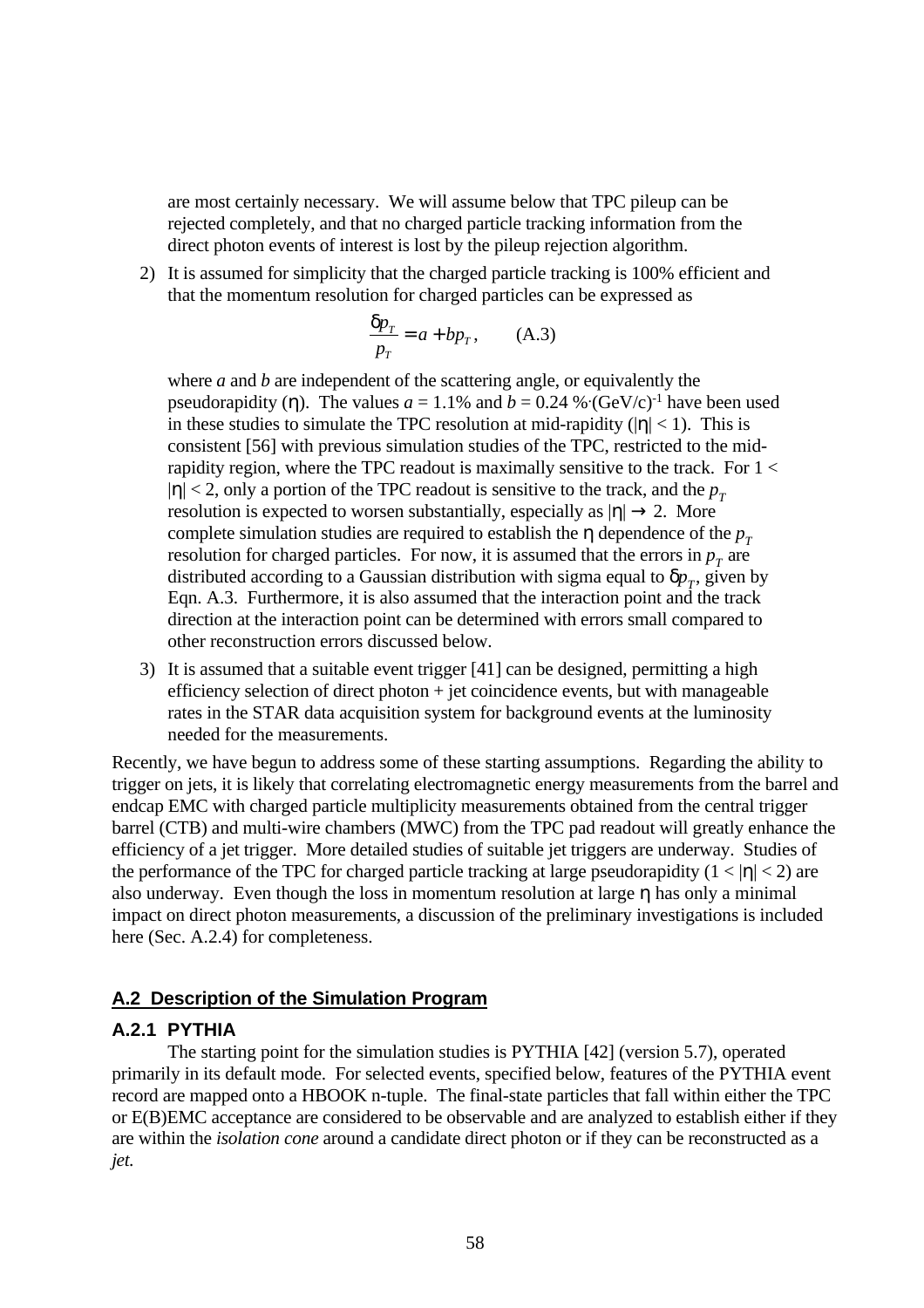are most certainly necessary. We will assume below that TPC pileup can be rejected completely, and that no charged particle tracking information from the direct photon events of interest is lost by the pileup rejection algorithm.

2) It is assumed for simplicity that the charged particle tracking is 100% efficient and that the momentum resolution for charged particles can be expressed as

$$\frac{\delta p_T}{p_T} = a + bp_T, \qquad \text{(A.3)}$$

where $a$ and $b$ are independent of the scattering angle, or equivalently the pseudorapidity ($\eta$). The values $a$ = 1.1% and $b$ = 0.24 %$\cdot$(GeV/c)$^{-1}$ have been used in these studies to simulate the TPC resolution at mid-rapidity ($|\eta| < 1$). This is consistent [56] with previous simulation studies of the TPC, restricted to the mid-rapidity region, where the TPC readout is maximally sensitive to the track. For $1 < |\eta| < 2$, only a portion of the TPC readout is sensitive to the track, and the $p_T$ resolution is expected to worsen substantially, especially as $|\eta| \rightarrow 2$. More complete simulation studies are required to establish the $\eta$ dependence of the $p_T$ resolution for charged particles. For now, it is assumed that the errors in $p_T$ are distributed according to a Gaussian distribution with sigma equal to $\delta p_T$, given by Eqn. A.3. Furthermore, it is also assumed that the interaction point and the track direction at the interaction point can be determined with errors small compared to other reconstruction errors discussed below.

3) It is assumed that a suitable event trigger [41] can be designed, permitting a high efficiency selection of direct photon + jet coincidence events, but with manageable rates in the STAR data acquisition system for background events at the luminosity needed for the measurements.

Recently, we have begun to address some of these starting assumptions. Regarding the ability to trigger on jets, it is likely that correlating electromagnetic energy measurements from the barrel and endcap EMC with charged particle multiplicity measurements obtained from the central trigger barrel (CTB) and multi-wire chambers (MWC) from the TPC pad readout will greatly enhance the efficiency of a jet trigger. More detailed studies of suitable jet triggers are underway. Studies of the performance of the TPC for charged particle tracking at large pseudorapidity ($1 < |\eta| < 2$) are also underway. Even though the loss in momentum resolution at large $\eta$ has only a minimal impact on direct photon measurements, a discussion of the preliminary investigations is included here (Sec. A.2.4) for completeness.

## A.2 Description of the Simulation Program

### A.2.1 PYTHIA

The starting point for the simulation studies is PYTHIA [42] (version 5.7), operated primarily in its default mode. For selected events, specified below, features of the PYTHIA event record are mapped onto a HBOOK n-tuple. The final-state particles that fall within either the TPC or E(B)EMC acceptance are considered to be observable and are analyzed to establish either if they are within the *isolation cone* around a candidate direct photon or if they can be reconstructed as a *jet.*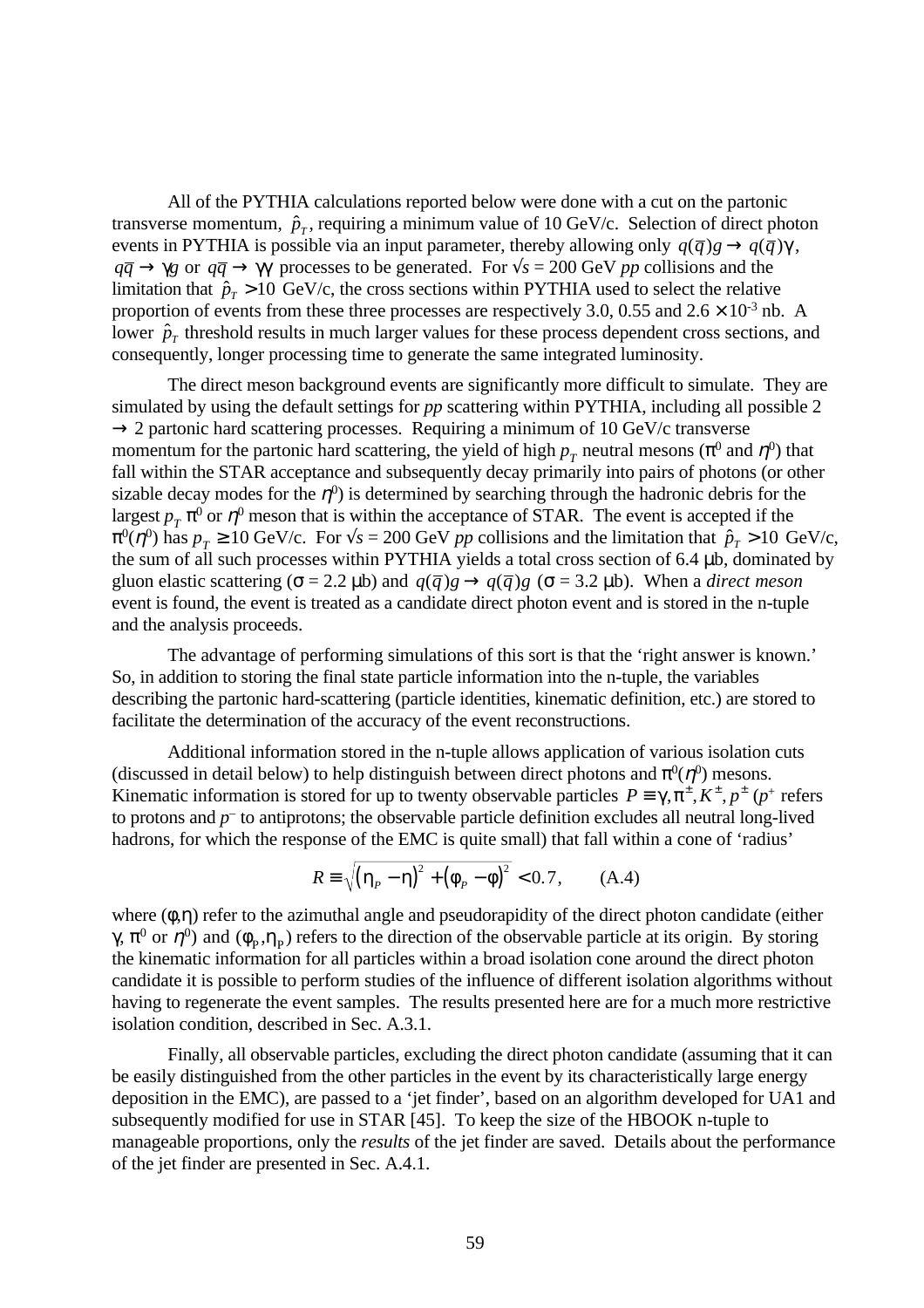All of the PYTHIA calculations reported below were done with a cut on the partonic transverse momentum, $\hat{p}_T$, requiring a minimum value of 10 GeV/c. Selection of direct photon events in PYTHIA is possible via an input parameter, thereby allowing only $q(\bar{q})g \rightarrow q(\bar{q})\gamma$, $q\bar{q} \rightarrow \gamma g$ or $q\bar{q} \rightarrow \gamma\gamma$ processes to be generated. For $\sqrt{s}$ = 200 GeV *pp* collisions and the limitation that $\hat{p}_T > 10$ GeV/c, the cross sections within PYTHIA used to select the relative proportion of events from these three processes are respectively 3.0, 0.55 and $2.6 \times 10^{-3}$ nb. A lower $\hat{p}_T$ threshold results in much larger values for these process dependent cross sections, and consequently, longer processing time to generate the same integrated luminosity.

The direct meson background events are significantly more difficult to simulate. They are simulated by using the default settings for *pp* scattering within PYTHIA, including all possible 2 $\rightarrow$ 2 partonic hard scattering processes. Requiring a minimum of 10 GeV/c transverse momentum for the partonic hard scattering, the yield of high $p_T$ neutral mesons ($\pi^0$ and $\eta^0$) that fall within the STAR acceptance and subsequently decay primarily into pairs of photons (or other sizable decay modes for the $\eta^0$) is determined by searching through the hadronic debris for the largest $p_T$ $\pi^0$ or $\eta^0$ meson that is within the acceptance of STAR. The event is accepted if the $\pi^0(\eta^0)$ has $p_T \geq 10$ GeV/c. For $\sqrt{s}$ = 200 GeV *pp* collisions and the limitation that $\hat{p}_T > 10$ GeV/c, the sum of all such processes within PYTHIA yields a total cross section of 6.4 μb, dominated by gluon elastic scattering ($\sigma$ = 2.2 μb) and $q(\bar{q})g \rightarrow q(\bar{q})g$ ($\sigma$ = 3.2 μb). When a *direct meson* event is found, the event is treated as a candidate direct photon event and is stored in the n-tuple and the analysis proceeds.

The advantage of performing simulations of this sort is that the 'right answer is known.' So, in addition to storing the final state particle information into the n-tuple, the variables describing the partonic hard-scattering (particle identities, kinematic definition, etc.) are stored to facilitate the determination of the accuracy of the event reconstructions.

Additional information stored in the n-tuple allows application of various isolation cuts (discussed in detail below) to help distinguish between direct photons and $\pi^0(\eta^0)$ mesons. Kinematic information is stored for up to twenty observable particles $P \equiv \gamma, \pi^\pm, K^\pm, p^\pm$ ($p^+$ refers to protons and $p^-$ to antiprotons; the observable particle definition excludes all neutral long-lived hadrons, for which the response of the EMC is quite small) that fall within a cone of 'radius'

$$R \equiv \sqrt{(\eta_P - \eta)^2 + (\phi_P - \phi)^2} < 0.7, \qquad \text{(A.4)}$$

where $(\phi,\eta)$ refer to the azimuthal angle and pseudorapidity of the direct photon candidate (either $\gamma$, $\pi^0$ or $\eta^0$) and $(\phi_p,\eta_p)$ refers to the direction of the observable particle at its origin. By storing the kinematic information for all particles within a broad isolation cone around the direct photon candidate it is possible to perform studies of the influence of different isolation algorithms without having to regenerate the event samples. The results presented here are for a much more restrictive isolation condition, described in Sec. A.3.1.

Finally, all observable particles, excluding the direct photon candidate (assuming that it can be easily distinguished from the other particles in the event by its characteristically large energy deposition in the EMC), are passed to a 'jet finder', based on an algorithm developed for UA1 and subsequently modified for use in STAR [45]. To keep the size of the HBOOK n-tuple to manageable proportions, only the *results* of the jet finder are saved. Details about the performance of the jet finder are presented in Sec. A.4.1.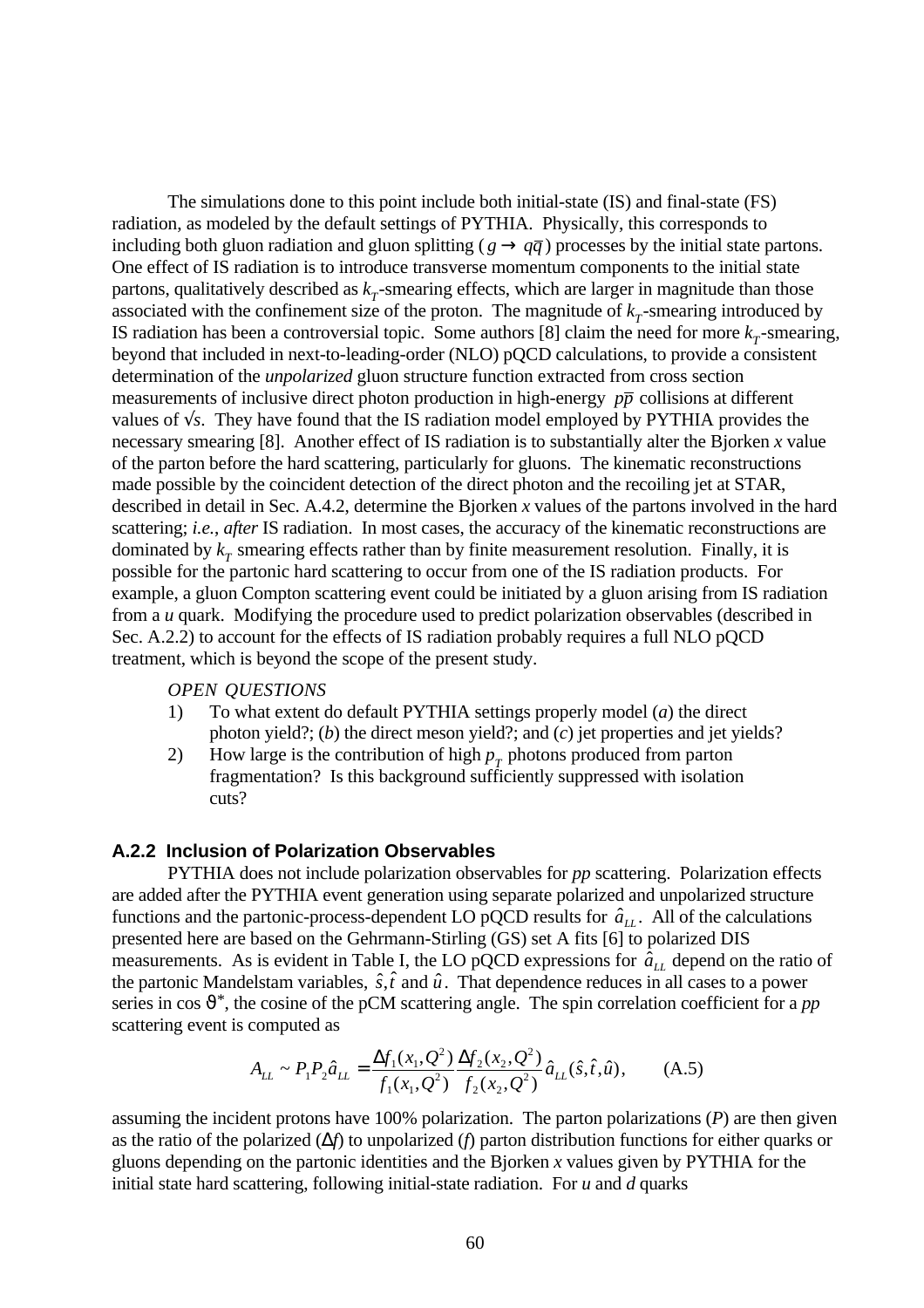The simulations done to this point include both initial-state (IS) and final-state (FS) radiation, as modeled by the default settings of PYTHIA. Physically, this corresponds to including both gluon radiation and gluon splitting ($g \rightarrow q\bar{q}$) processes by the initial state partons. One effect of IS radiation is to introduce transverse momentum components to the initial state partons, qualitatively described as $k_T$-smearing effects, which are larger in magnitude than those associated with the confinement size of the proton. The magnitude of $k_T$-smearing introduced by IS radiation has been a controversial topic. Some authors [8] claim the need for more $k_T$-smearing, beyond that included in next-to-leading-order (NLO) pQCD calculations, to provide a consistent determination of the *unpolarized* gluon structure function extracted from cross section measurements of inclusive direct photon production in high-energy $p\bar{p}$ collisions at different values of $\sqrt{s}$. They have found that the IS radiation model employed by PYTHIA provides the necessary smearing [8]. Another effect of IS radiation is to substantially alter the Bjorken $x$ value of the parton before the hard scattering, particularly for gluons. The kinematic reconstructions made possible by the coincident detection of the direct photon and the recoiling jet at STAR, described in detail in Sec. A.4.2, determine the Bjorken $x$ values of the partons involved in the hard scattering; *i.e.*, *after* IS radiation. In most cases, the accuracy of the kinematic reconstructions are dominated by $k_T$ smearing effects rather than by finite measurement resolution. Finally, it is possible for the partonic hard scattering to occur from one of the IS radiation products. For example, a gluon Compton scattering event could be initiated by a gluon arising from IS radiation from a $u$ quark. Modifying the procedure used to predict polarization observables (described in Sec. A.2.2) to account for the effects of IS radiation probably requires a full NLO pQCD treatment, which is beyond the scope of the present study.

*OPEN QUESTIONS*

1) To what extent do default PYTHIA settings properly model (*a*) the direct photon yield?; (*b*) the direct meson yield?; and (*c*) jet properties and jet yields?
2) How large is the contribution of high $p_T$ photons produced from parton fragmentation? Is this background sufficiently suppressed with isolation cuts?

### A.2.2 Inclusion of Polarization Observables

PYTHIA does not include polarization observables for *pp* scattering. Polarization effects are added after the PYTHIA event generation using separate polarized and unpolarized structure functions and the partonic-process-dependent LO pQCD results for $\hat{a}_{LL}$. All of the calculations presented here are based on the Gehrmann-Stirling (GS) set A fits [6] to polarized DIS measurements. As is evident in Table I, the LO pQCD expressions for $\hat{a}_{LL}$ depend on the ratio of the partonic Mandelstam variables, $\hat{s}, \hat{t}$ and $\hat{u}$. That dependence reduces in all cases to a power series in $\cos \vartheta^*$, the cosine of the pCM scattering angle. The spin correlation coefficient for a *pp* scattering event is computed as

$$A_{LL} \sim P_1 P_2 \hat{a}_{LL} = \frac{\Delta f_1(x_1, Q^2)}{f_1(x_1, Q^2)} \frac{\Delta f_2(x_2, Q^2)}{f_2(x_2, Q^2)} \hat{a}_{LL}(\hat{s}, \hat{t}, \hat{u}), \qquad \text{(A.5)}$$

assuming the incident protons have 100% polarization. The parton polarizations ($P$) are then given as the ratio of the polarized ($\Delta f$) to unpolarized ($f$) parton distribution functions for either quarks or gluons depending on the partonic identities and the Bjorken $x$ values given by PYTHIA for the initial state hard scattering, following initial-state radiation. For $u$ and $d$ quarks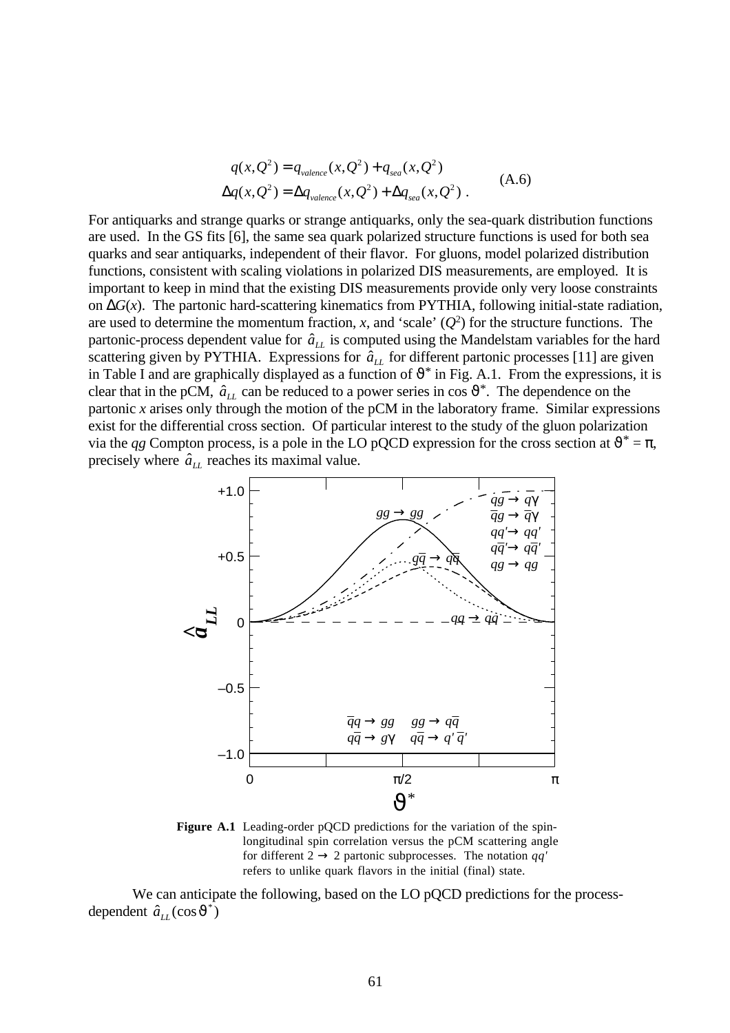$$q(x,Q^2) = q_{valence}(x,Q^2) + q_{sea}(x,Q^2)$$
$$\Delta q(x,Q^2) = \Delta q_{valence}(x,Q^2) + \Delta q_{sea}(x,Q^2) \ . \tag{A.6}$$

For antiquarks and strange quarks or strange antiquarks, only the sea-quark distribution functions are used. In the GS fits [6], the same sea quark polarized structure functions is used for both sea quarks and sear antiquarks, independent of their flavor. For gluons, model polarized distribution functions, consistent with scaling violations in polarized DIS measurements, are employed. It is important to keep in mind that the existing DIS measurements provide only very loose constraints on $\Delta G(x)$. The partonic hard-scattering kinematics from PYTHIA, following initial-state radiation, are used to determine the momentum fraction, $x$, and 'scale' ($Q^2$) for the structure functions. The partonic-process dependent value for $\hat{a}_{LL}$ is computed using the Mandelstam variables for the hard scattering given by PYTHIA. Expressions for $\hat{a}_{LL}$ for different partonic processes [11] are given in Table I and are graphically displayed as a function of $\vartheta^*$ in Fig. A.1. From the expressions, it is clear that in the pCM, $\hat{a}_{LL}$ can be reduced to a power series in $\cos\vartheta^*$. The dependence on the partonic $x$ arises only through the motion of the pCM in the laboratory frame. Similar expressions exist for the differential cross section. Of particular interest to the study of the gluon polarization via the $qg$ Compton process, is a pole in the LO pQCD expression for the cross section at $\vartheta^* = \pi$, precisely where $\hat{a}_{LL}$ reaches its maximal value.

**Figure A.1** Leading-order pQCD predictions for the variation of the spin-longitudinal spin correlation versus the pCM scattering angle for different $2 \rightarrow 2$ partonic subprocesses. The notation $qq'$ refers to unlike quark flavors in the initial (final) state.

We can anticipate the following, based on the LO pQCD predictions for the process-dependent $\hat{a}_{LL}(\cos\vartheta^*)$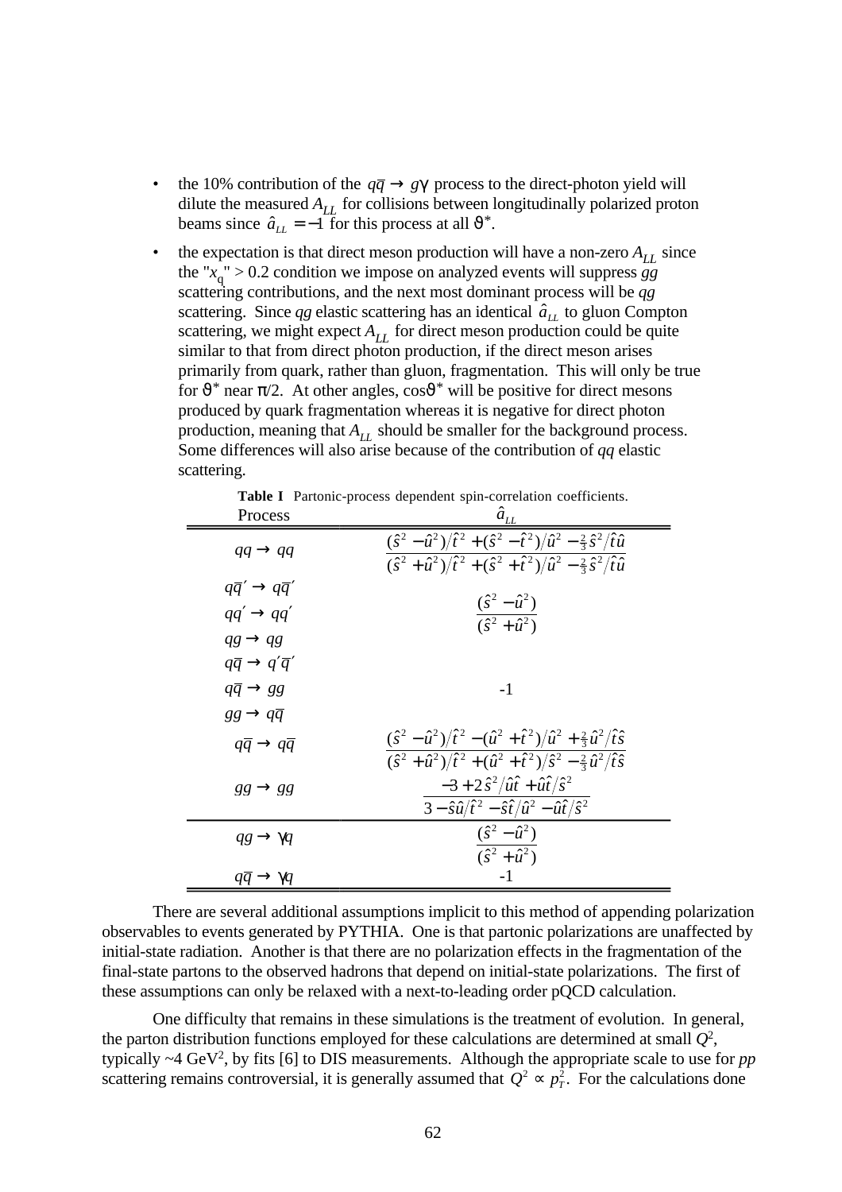- the 10% contribution of the $q\bar{q} \rightarrow g\gamma$ process to the direct-photon yield will dilute the measured $A_{LL}$ for collisions between longitudinally polarized proton beams since $\hat{a}_{LL} = -1$ for this process at all $\vartheta^*$.
- the expectation is that direct meson production will have a non-zero $A_{LL}$ since the "$x_q$" > 0.2 condition we impose on analyzed events will suppress *gg* scattering contributions, and the next most dominant process will be *qg* scattering. Since *qg* elastic scattering has an identical $\hat{a}_{LL}$ to gluon Compton scattering, we might expect $A_{LL}$ for direct meson production could be quite similar to that from direct photon production, if the direct meson arises primarily from quark, rather than gluon, fragmentation. This will only be true for $\vartheta^*$ near $\pi/2$. At other angles, $\cos\vartheta^*$ will be positive for direct mesons produced by quark fragmentation whereas it is negative for direct photon production, meaning that $A_{LL}$ should be smaller for the background process. Some differences will also arise because of the contribution of *qq* elastic scattering.

**Table I** Partonic-process dependent spin-correlation coefficients.

| Process | $\hat{a}_{LL}$ |
|---|---|
| $qq \rightarrow qq$ | $\dfrac{(\hat{s}^2 - \hat{u}^2)/\hat{t}^2 + (\hat{s}^2 - \hat{t}^2)/\hat{u}^2 - \frac{2}{3}\hat{s}^2/\hat{t}\hat{u}}{(\hat{s}^2 + \hat{u}^2)/\hat{t}^2 + (\hat{s}^2 + \hat{t}^2)/\hat{u}^2 - \frac{2}{3}\hat{s}^2/\hat{t}\hat{u}}$ |
| $q\bar{q}' \rightarrow q\bar{q}'$ <br> $qq' \rightarrow qq'$ <br> $qg \rightarrow qg$ | $\dfrac{(\hat{s}^2 - \hat{u}^2)}{(\hat{s}^2 + \hat{u}^2)}$ |
| $q\bar{q} \rightarrow q'\bar{q}'$ <br> $q\bar{q} \rightarrow gg$ <br> $gg \rightarrow q\bar{q}$ | -1 |
| $q\bar{q} \rightarrow q\bar{q}$ | $\dfrac{(\hat{s}^2 - \hat{u}^2)/\hat{t}^2 - (\hat{u}^2 + \hat{t}^2)/\hat{u}^2 + \frac{2}{3}\hat{u}^2/\hat{t}\hat{s}}{(\hat{s}^2 + \hat{u}^2)/\hat{t}^2 + (\hat{u}^2 + \hat{t}^2)/\hat{s}^2 - \frac{2}{3}\hat{u}^2/\hat{t}\hat{s}}$ |
| $gg \rightarrow gg$ | $\dfrac{-3 + 2\hat{s}^2/\hat{u}\hat{t} + \hat{u}\hat{t}/\hat{s}^2}{3 - \hat{s}\hat{u}/\hat{t}^2 - \hat{s}\hat{t}/\hat{u}^2 - \hat{u}\hat{t}/\hat{s}^2}$ |
| $qg \rightarrow \gamma q$ | $\dfrac{(\hat{s}^2 - \hat{u}^2)}{(\hat{s}^2 + \hat{u}^2)}$ |
| $q\bar{q} \rightarrow \gamma q$ | -1 |

There are several additional assumptions implicit to this method of appending polarization observables to events generated by PYTHIA. One is that partonic polarizations are unaffected by initial-state radiation. Another is that there are no polarization effects in the fragmentation of the final-state partons to the observed hadrons that depend on initial-state polarizations. The first of these assumptions can only be relaxed with a next-to-leading order pQCD calculation.

One difficulty that remains in these simulations is the treatment of evolution. In general, the parton distribution functions employed for these calculations are determined at small $Q^2$, typically ~4 GeV$^2$, by fits [6] to DIS measurements. Although the appropriate scale to use for *pp* scattering remains controversial, it is generally assumed that $Q^2 \propto p_T^2$. For the calculations done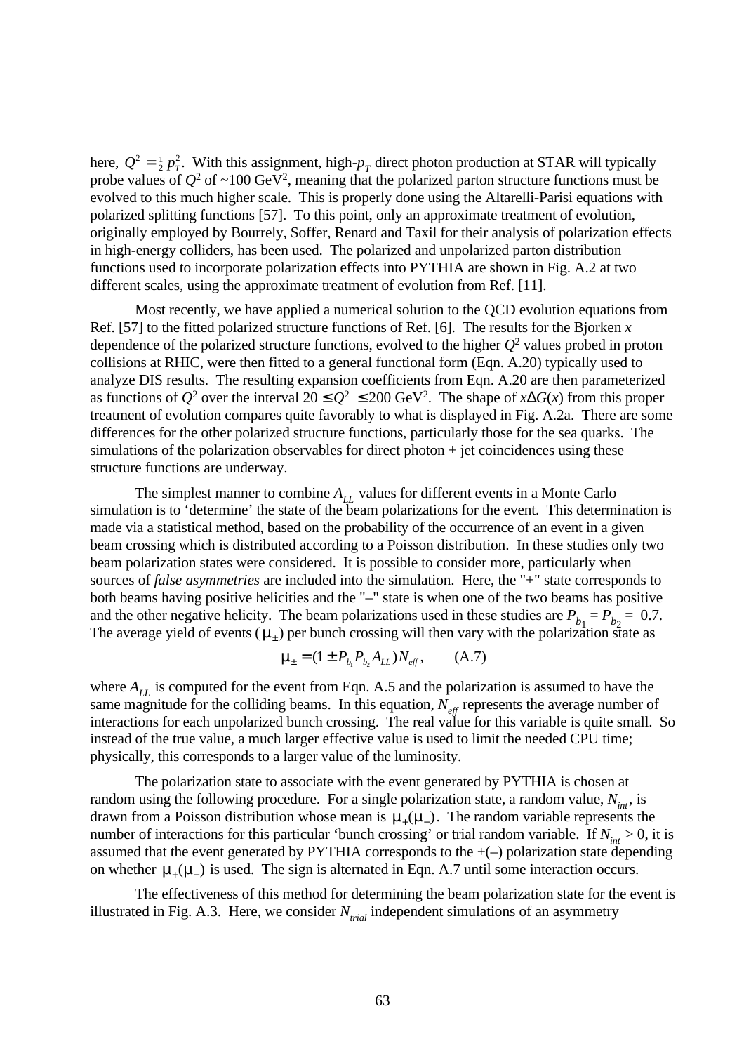here, $Q^2 = \frac{1}{2} p_T^2$. With this assignment, high-$p_T$ direct photon production at STAR will typically probe values of $Q^2$ of ~100 GeV$^2$, meaning that the polarized parton structure functions must be evolved to this much higher scale. This is properly done using the Altarelli-Parisi equations with polarized splitting functions [57]. To this point, only an approximate treatment of evolution, originally employed by Bourrely, Soffer, Renard and Taxil for their analysis of polarization effects in high-energy colliders, has been used. The polarized and unpolarized parton distribution functions used to incorporate polarization effects into PYTHIA are shown in Fig. A.2 at two different scales, using the approximate treatment of evolution from Ref. [11].

Most recently, we have applied a numerical solution to the QCD evolution equations from Ref. [57] to the fitted polarized structure functions of Ref. [6]. The results for the Bjorken $x$ dependence of the polarized structure functions, evolved to the higher $Q^2$ values probed in proton collisions at RHIC, were then fitted to a general functional form (Eqn. A.20) typically used to analyze DIS results. The resulting expansion coefficients from Eqn. A.20 are then parameterized as functions of $Q^2$ over the interval $20 \leq Q^2 \leq 200$ GeV$^2$. The shape of $x\Delta G(x)$ from this proper treatment of evolution compares quite favorably to what is displayed in Fig. A.2a. There are some differences for the other polarized structure functions, particularly those for the sea quarks. The simulations of the polarization observables for direct photon + jet coincidences using these structure functions are underway.

The simplest manner to combine $A_{LL}$ values for different events in a Monte Carlo simulation is to 'determine' the state of the beam polarizations for the event. This determination is made via a statistical method, based on the probability of the occurrence of an event in a given beam crossing which is distributed according to a Poisson distribution. In these studies only two beam polarization states were considered. It is possible to consider more, particularly when sources of *false asymmetries* are included into the simulation. Here, the "+" state corresponds to both beams having positive helicities and the "–" state is when one of the two beams has positive and the other negative helicity. The beam polarizations used in these studies are $P_{b_1} = P_{b_2} = 0.7$. The average yield of events ($\mu_\pm$) per bunch crossing will then vary with the polarization state as

$$\mu_\pm = (1 \pm P_{b_1} P_{b_2} A_{LL}) N_{eff}, \qquad \text{(A.7)}$$

where $A_{LL}$ is computed for the event from Eqn. A.5 and the polarization is assumed to have the same magnitude for the colliding beams. In this equation, $N_{eff}$ represents the average number of interactions for each unpolarized bunch crossing. The real value for this variable is quite small. So instead of the true value, a much larger effective value is used to limit the needed CPU time; physically, this corresponds to a larger value of the luminosity.

The polarization state to associate with the event generated by PYTHIA is chosen at random using the following procedure. For a single polarization state, a random value, $N_{int}$, is drawn from a Poisson distribution whose mean is $\mu_+(\mu_-)$. The random variable represents the number of interactions for this particular 'bunch crossing' or trial random variable. If $N_{int} > 0$, it is assumed that the event generated by PYTHIA corresponds to the +(–) polarization state depending on whether $\mu_+(\mu_-)$ is used. The sign is alternated in Eqn. A.7 until some interaction occurs.

The effectiveness of this method for determining the beam polarization state for the event is illustrated in Fig. A.3. Here, we consider $N_{trial}$ independent simulations of an asymmetry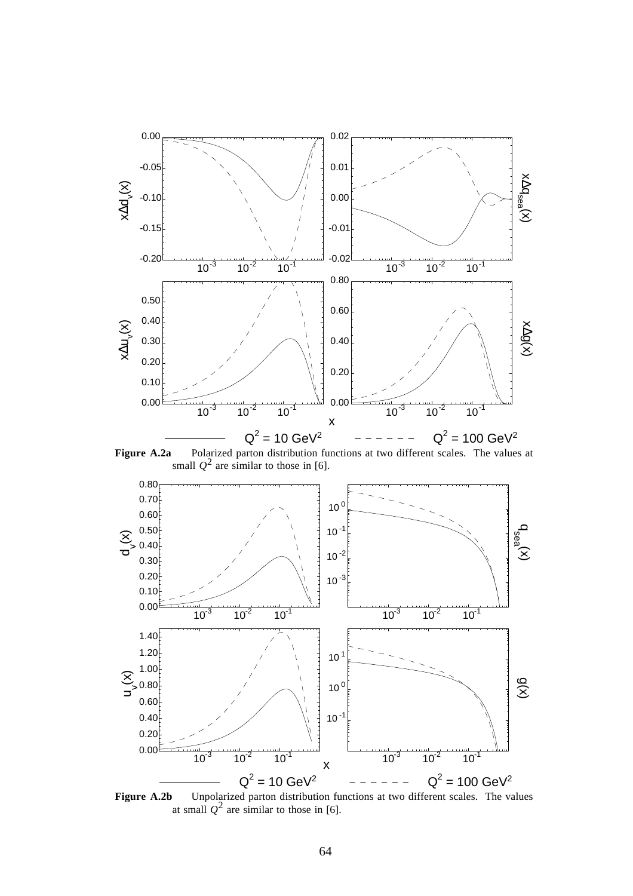**Figure A.2a** Polarized parton distribution functions at two different scales. The values at small $Q^2$ are similar to those in [6].

**Figure A.2b** Unpolarized parton distribution functions at two different scales. The values at small $Q^2$ are similar to those in [6].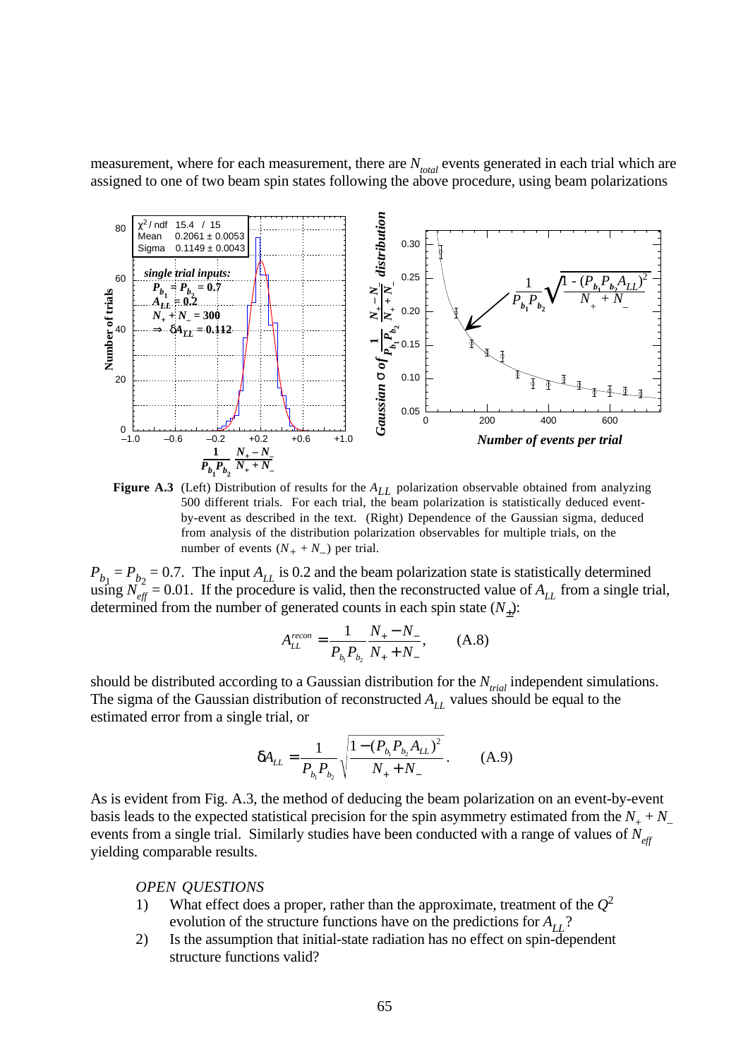measurement, where for each measurement, there are $N_{total}$ events generated in each trial which are assigned to one of two beam spin states following the above procedure, using beam polarizations

**Figure A.3** (Left) Distribution of results for the $A_{LL}$ polarization observable obtained from analyzing 500 different trials. For each trial, the beam polarization is statistically deduced event-by-event as described in the text. (Right) Dependence of the Gaussian sigma, deduced from analysis of the distribution polarization observables for multiple trials, on the number of events ($N_+ + N_-$) per trial.

$P_{b_1} = P_{b_2} = 0.7$. The input $A_{LL}$ is 0.2 and the beam polarization state is statistically determined using $N_{eff} = 0.01$. If the procedure is valid, then the reconstructed value of $A_{LL}$ from a single trial, determined from the number of generated counts in each spin state ($N_\pm$):

$$A_{LL}^{recon} = \frac{1}{P_{b_1}P_{b_2}} \frac{N_+ - N_-}{N_+ + N_-}, \qquad \text{(A.8)}$$

should be distributed according to a Gaussian distribution for the $N_{trial}$ independent simulations. The sigma of the Gaussian distribution of reconstructed $A_{LL}$ values should be equal to the estimated error from a single trial, or

$$\delta A_{LL} = \frac{1}{P_{b_1}P_{b_2}} \sqrt{\frac{1-(P_{b_1}P_{b_2}A_{LL})^2}{N_+ + N_-}}. \qquad \text{(A.9)}$$

As is evident from Fig. A.3, the method of deducing the beam polarization on an event-by-event basis leads to the expected statistical precision for the spin asymmetry estimated from the $N_+ + N_-$ events from a single trial. Similarly studies have been conducted with a range of values of $N_{eff}$ yielding comparable results.

*OPEN QUESTIONS*

1) What effect does a proper, rather than the approximate, treatment of the $Q^2$ evolution of the structure functions have on the predictions for $A_{LL}$?
2) Is the assumption that initial-state radiation has no effect on spin-dependent structure functions valid?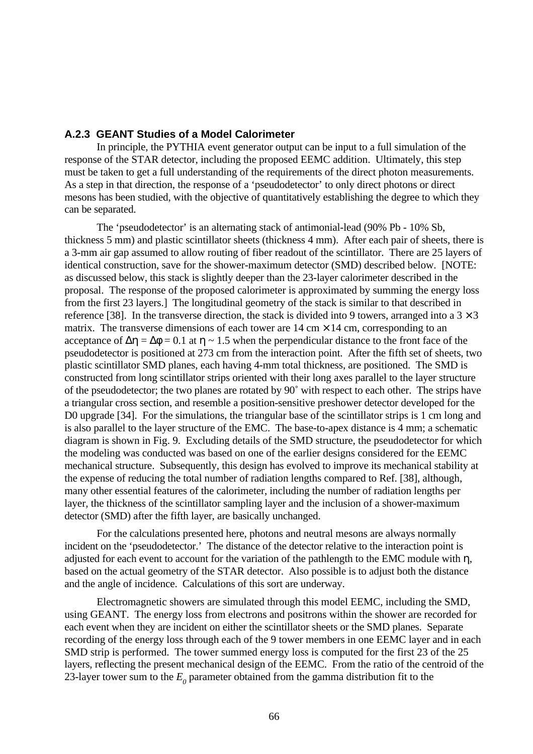### A.2.3 GEANT Studies of a Model Calorimeter

In principle, the PYTHIA event generator output can be input to a full simulation of the response of the STAR detector, including the proposed EEMC addition. Ultimately, this step must be taken to get a full understanding of the requirements of the direct photon measurements. As a step in that direction, the response of a 'pseudodetector' to only direct photons or direct mesons has been studied, with the objective of quantitatively establishing the degree to which they can be separated.

The 'pseudodetector' is an alternating stack of antimonial-lead (90% Pb - 10% Sb, thickness 5 mm) and plastic scintillator sheets (thickness 4 mm). After each pair of sheets, there is a 3-mm air gap assumed to allow routing of fiber readout of the scintillator. There are 25 layers of identical construction, save for the shower-maximum detector (SMD) described below. [NOTE: as discussed below, this stack is slightly deeper than the 23-layer calorimeter described in the proposal. The response of the proposed calorimeter is approximated by summing the energy loss from the first 23 layers.] The longitudinal geometry of the stack is similar to that described in reference [38]. In the transverse direction, the stack is divided into 9 towers, arranged into a $3 \times 3$ matrix. The transverse dimensions of each tower are 14 cm $\times$ 14 cm, corresponding to an acceptance of $\Delta\eta = \Delta\phi = 0.1$ at $\eta \sim 1.5$ when the perpendicular distance to the front face of the pseudodetector is positioned at 273 cm from the interaction point. After the fifth set of sheets, two plastic scintillator SMD planes, each having 4-mm total thickness, are positioned. The SMD is constructed from long scintillator strips oriented with their long axes parallel to the layer structure of the pseudodetector; the two planes are rotated by 90° with respect to each other. The strips have a triangular cross section, and resemble a position-sensitive preshower detector developed for the D0 upgrade [34]. For the simulations, the triangular base of the scintillator strips is 1 cm long and is also parallel to the layer structure of the EMC. The base-to-apex distance is 4 mm; a schematic diagram is shown in Fig. 9. Excluding details of the SMD structure, the pseudodetector for which the modeling was conducted was based on one of the earlier designs considered for the EEMC mechanical structure. Subsequently, this design has evolved to improve its mechanical stability at the expense of reducing the total number of radiation lengths compared to Ref. [38], although, many other essential features of the calorimeter, including the number of radiation lengths per layer, the thickness of the scintillator sampling layer and the inclusion of a shower-maximum detector (SMD) after the fifth layer, are basically unchanged.

For the calculations presented here, photons and neutral mesons are always normally incident on the 'pseudodetector.' The distance of the detector relative to the interaction point is adjusted for each event to account for the variation of the pathlength to the EMC module with $\eta$, based on the actual geometry of the STAR detector. Also possible is to adjust both the distance and the angle of incidence. Calculations of this sort are underway.

Electromagnetic showers are simulated through this model EEMC, including the SMD, using GEANT. The energy loss from electrons and positrons within the shower are recorded for each event when they are incident on either the scintillator sheets or the SMD planes. Separate recording of the energy loss through each of the 9 tower members in one EEMC layer and in each SMD strip is performed. The tower summed energy loss is computed for the first 23 of the 25 layers, reflecting the present mechanical design of the EEMC. From the ratio of the centroid of the 23-layer tower sum to the $E_0$ parameter obtained from the gamma distribution fit to the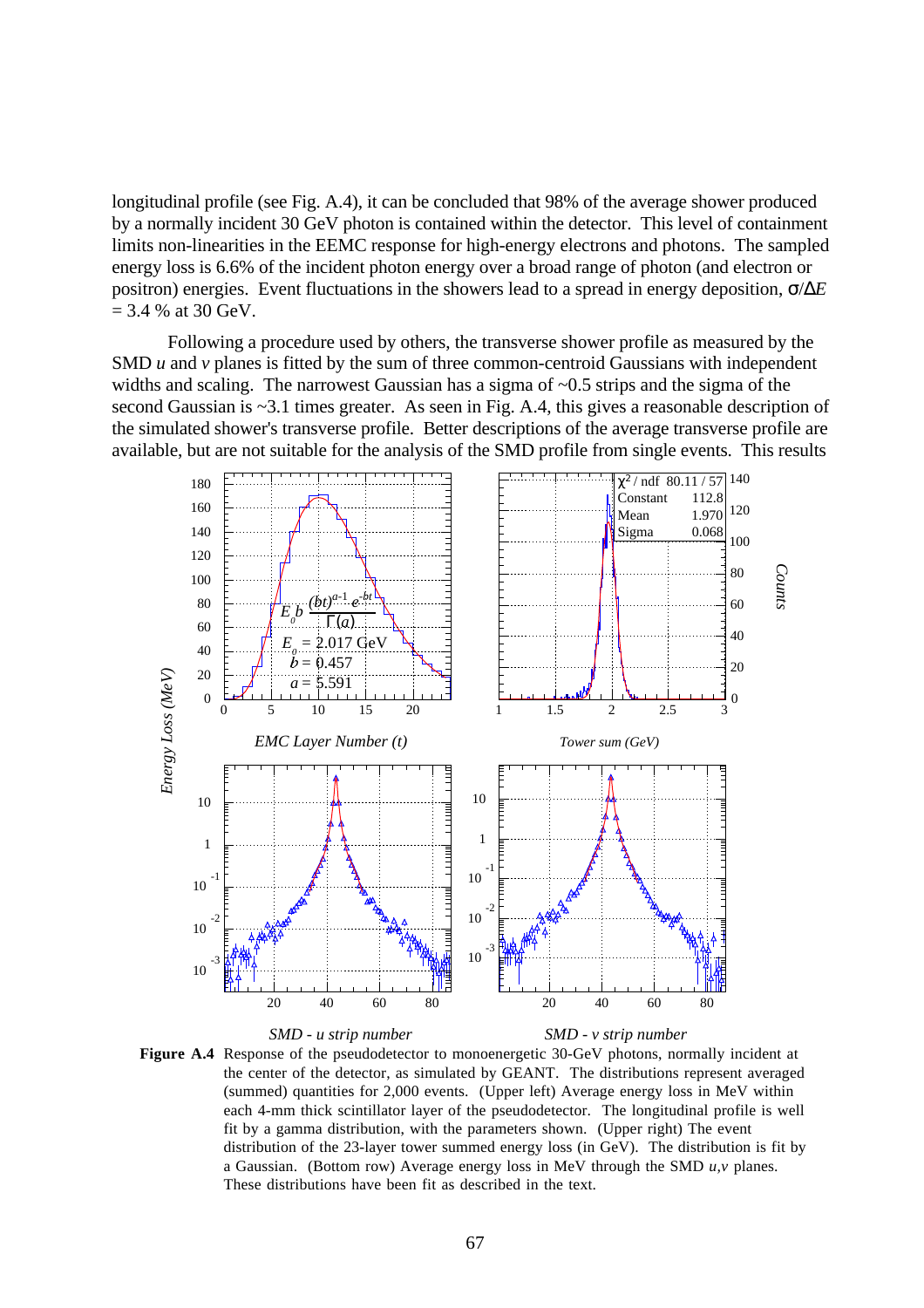longitudinal profile (see Fig. A.4), it can be concluded that 98% of the average shower produced by a normally incident 30 GeV photon is contained within the detector. This level of containment limits non-linearities in the EEMC response for high-energy electrons and photons. The sampled energy loss is 6.6% of the incident photon energy over a broad range of photon (and electron or positron) energies. Event fluctuations in the showers lead to a spread in energy deposition, $\sigma/\Delta E$ = 3.4 % at 30 GeV.

Following a procedure used by others, the transverse shower profile as measured by the SMD *u* and *v* planes is fitted by the sum of three common-centroid Gaussians with independent widths and scaling. The narrowest Gaussian has a sigma of ~0.5 strips and the sigma of the second Gaussian is ~3.1 times greater. As seen in Fig. A.4, this gives a reasonable description of the simulated shower's transverse profile. Better descriptions of the average transverse profile are available, but are not suitable for the analysis of the SMD profile from single events. This results

**Figure A.4** Response of the pseudodetector to monoenergetic 30-GeV photons, normally incident at the center of the detector, as simulated by GEANT. The distributions represent averaged (summed) quantities for 2,000 events. (Upper left) Average energy loss in MeV within each 4-mm thick scintillator layer of the pseudodetector. The longitudinal profile is well fit by a gamma distribution, with the parameters shown. (Upper right) The event distribution of the 23-layer tower summed energy loss (in GeV). The distribution is fit by a Gaussian. (Bottom row) Average energy loss in MeV through the SMD *u,v* planes. These distributions have been fit as described in the text.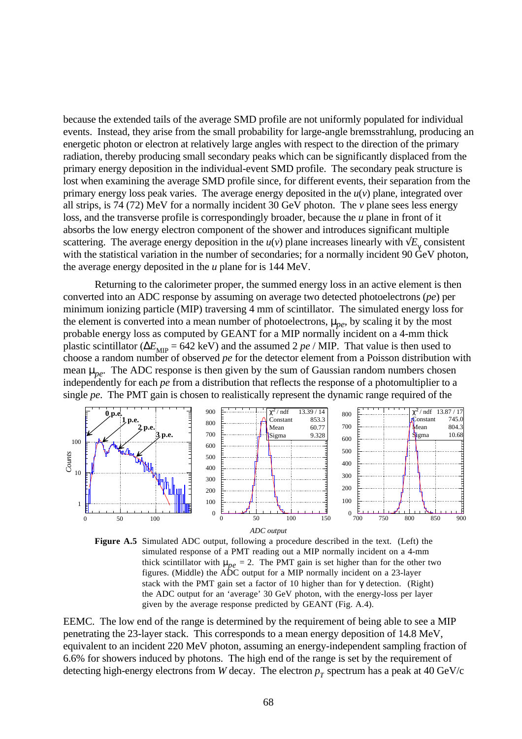because the extended tails of the average SMD profile are not uniformly populated for individual events. Instead, they arise from the small probability for large-angle bremsstrahlung, producing an energetic photon or electron at relatively large angles with respect to the direction of the primary radiation, thereby producing small secondary peaks which can be significantly displaced from the primary energy deposition in the individual-event SMD profile. The secondary peak structure is lost when examining the average SMD profile since, for different events, their separation from the primary energy loss peak varies. The average energy deposited in the *u*(*v*) plane, integrated over all strips, is 74 (72) MeV for a normally incident 30 GeV photon. The *v* plane sees less energy loss, and the transverse profile is correspondingly broader, because the *u* plane in front of it absorbs the low energy electron component of the shower and introduces significant multiple scattering. The average energy deposition in the *u*(*v*) plane increases linearly with $\sqrt{E_\gamma}$ consistent with the statistical variation in the number of secondaries; for a normally incident 90 GeV photon, the average energy deposited in the *u* plane for is 144 MeV.

Returning to the calorimeter proper, the summed energy loss in an active element is then converted into an ADC response by assuming on average two detected photoelectrons (*pe*) per minimum ionizing particle (MIP) traversing 4 mm of scintillator. The simulated energy loss for the element is converted into a mean number of photoelectrons, $\mu_{pe}$, by scaling it by the most probable energy loss as computed by GEANT for a MIP normally incident on a 4-mm thick plastic scintillator ($\Delta E_{\mathrm{MIP}}$ = 642 keV) and the assumed 2 *pe* / MIP. That value is then used to choose a random number of observed *pe* for the detector element from a Poisson distribution with mean $\mu_{pe}$. The ADC response is then given by the sum of Gaussian random numbers chosen independently for each *pe* from a distribution that reflects the response of a photomultiplier to a single *pe*. The PMT gain is chosen to realistically represent the dynamic range required of the EEMC. The low end of the range is determined by the requirement of being able to see a MIP penetrating the 23-layer stack. This corresponds to a mean energy deposition of 14.8 MeV, equivalent to an incident 220 MeV photon, assuming an energy-independent sampling fraction of 6.6% for showers induced by photons. The high end of the range is set by the requirement of detecting high-energy electrons from *W* decay. The electron $p_T$ spectrum has a peak at 40 GeV/c

**Figure A.5** Simulated ADC output, following a procedure described in the text. (Left) the simulated response of a PMT reading out a MIP normally incident on a 4-mm thick scintillator with $\mu_{pe}$ = 2. The PMT gain is set higher than for the other two figures. (Middle) the ADC output for a MIP normally incident on a 23-layer stack with the PMT gain set a factor of 10 higher than for $\gamma$ detection. (Right) the ADC output for an 'average' 30 GeV photon, with the energy-loss per layer given by the average response predicted by GEANT (Fig. A.4).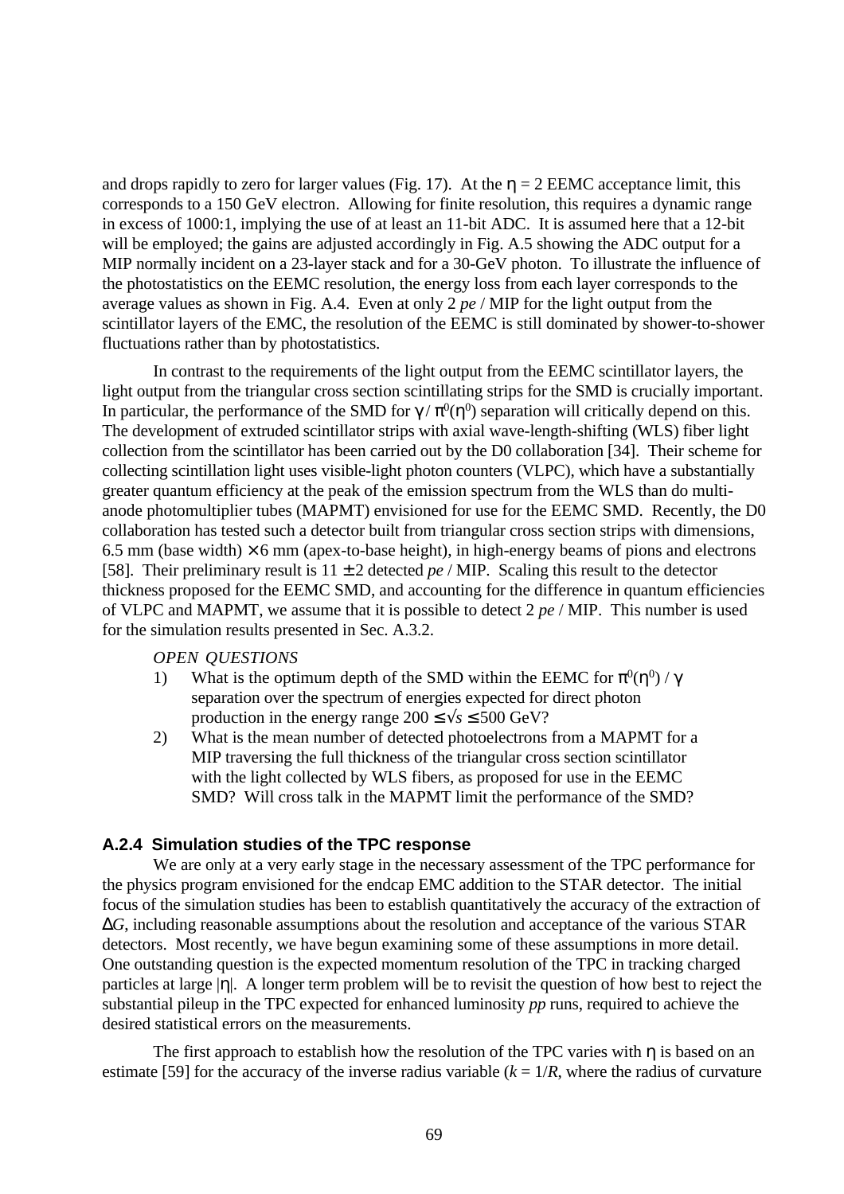and drops rapidly to zero for larger values (Fig. 17). At the $\eta = 2$ EEMC acceptance limit, this corresponds to a 150 GeV electron. Allowing for finite resolution, this requires a dynamic range in excess of 1000:1, implying the use of at least an 11-bit ADC. It is assumed here that a 12-bit will be employed; the gains are adjusted accordingly in Fig. A.5 showing the ADC output for a MIP normally incident on a 23-layer stack and for a 30-GeV photon. To illustrate the influence of the photostatistics on the EEMC resolution, the energy loss from each layer corresponds to the average values as shown in Fig. A.4. Even at only 2 *pe* / MIP for the light output from the scintillator layers of the EMC, the resolution of the EEMC is still dominated by shower-to-shower fluctuations rather than by photostatistics.

In contrast to the requirements of the light output from the EEMC scintillator layers, the light output from the triangular cross section scintillating strips for the SMD is crucially important. In particular, the performance of the SMD for $\gamma$ / $\pi^0(\eta^0)$ separation will critically depend on this. The development of extruded scintillator strips with axial wave-length-shifting (WLS) fiber light collection from the scintillator has been carried out by the D0 collaboration [34]. Their scheme for collecting scintillation light uses visible-light photon counters (VLPC), which have a substantially greater quantum efficiency at the peak of the emission spectrum from the WLS than do multi-anode photomultiplier tubes (MAPMT) envisioned for use for the EEMC SMD. Recently, the D0 collaboration has tested such a detector built from triangular cross section strips with dimensions, 6.5 mm (base width) $\times$ 6 mm (apex-to-base height), in high-energy beams of pions and electrons [58]. Their preliminary result is $11 \pm 2$ detected *pe* / MIP. Scaling this result to the detector thickness proposed for the EEMC SMD, and accounting for the difference in quantum efficiencies of VLPC and MAPMT, we assume that it is possible to detect 2 *pe* / MIP. This number is used for the simulation results presented in Sec. A.3.2.

*OPEN QUESTIONS*

1) What is the optimum depth of the SMD within the EEMC for $\pi^0(\eta^0)$ / $\gamma$ separation over the spectrum of energies expected for direct photon production in the energy range $200 \leq \sqrt{s} \leq 500$ GeV?
2) What is the mean number of detected photoelectrons from a MAPMT for a MIP traversing the full thickness of the triangular cross section scintillator with the light collected by WLS fibers, as proposed for use in the EEMC SMD? Will cross talk in the MAPMT limit the performance of the SMD?

### A.2.4 Simulation studies of the TPC response

We are only at a very early stage in the necessary assessment of the TPC performance for the physics program envisioned for the endcap EMC addition to the STAR detector. The initial focus of the simulation studies has been to establish quantitatively the accuracy of the extraction of $\Delta G$, including reasonable assumptions about the resolution and acceptance of the various STAR detectors. Most recently, we have begun examining some of these assumptions in more detail. One outstanding question is the expected momentum resolution of the TPC in tracking charged particles at large $|\eta|$. A longer term problem will be to revisit the question of how best to reject the substantial pileup in the TPC expected for enhanced luminosity *pp* runs, required to achieve the desired statistical errors on the measurements.

The first approach to establish how the resolution of the TPC varies with $\eta$ is based on an estimate [59] for the accuracy of the inverse radius variable ($k = 1/R$, where the radius of curvature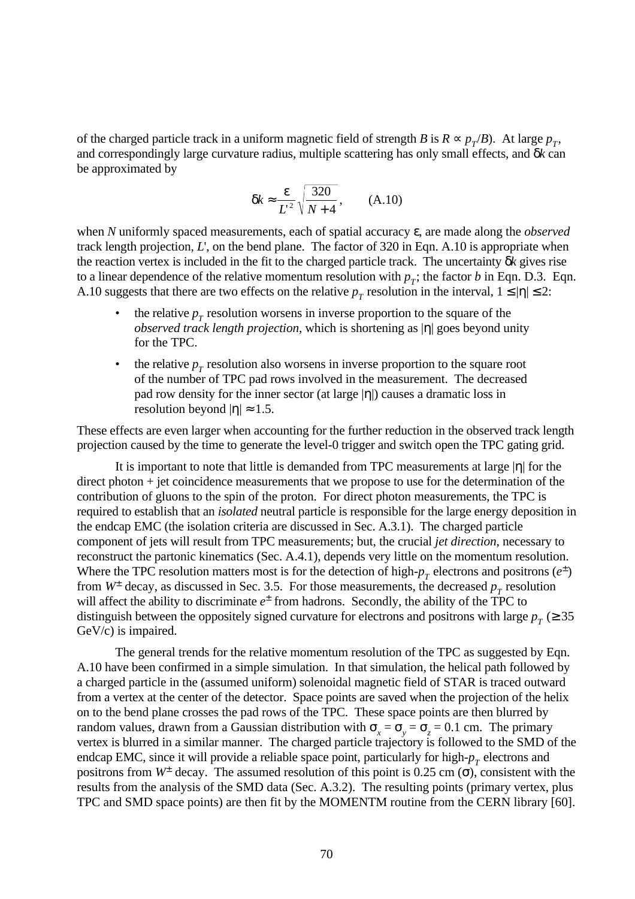of the charged particle track in a uniform magnetic field of strength $B$ is $R \propto p_T/B$). At large $p_T$, and correspondingly large curvature radius, multiple scattering has only small effects, and $\delta k$ can be approximated by

$$\delta k \approx \frac{\varepsilon}{L'^2}\sqrt{\frac{320}{N+4}}, \qquad \text{(A.10)}$$

when $N$ uniformly spaced measurements, each of spatial accuracy $\varepsilon$, are made along the *observed* track length projection, $L'$, on the bend plane. The factor of 320 in Eqn. A.10 is appropriate when the reaction vertex is included in the fit to the charged particle track. The uncertainty $\delta k$ gives rise to a linear dependence of the relative momentum resolution with $p_T$; the factor $b$ in Eqn. D.3. Eqn. A.10 suggests that there are two effects on the relative $p_T$ resolution in the interval, $1 \leq |\eta| \leq 2$:

- the relative $p_T$ resolution worsens in inverse proportion to the square of the *observed track length projection*, which is shortening as $|\eta|$ goes beyond unity for the TPC.
- the relative $p_T$ resolution also worsens in inverse proportion to the square root of the number of TPC pad rows involved in the measurement. The decreased pad row density for the inner sector (at large $|\eta|$) causes a dramatic loss in resolution beyond $|\eta| \approx 1.5$.

These effects are even larger when accounting for the further reduction in the observed track length projection caused by the time to generate the level-0 trigger and switch open the TPC gating grid.

It is important to note that little is demanded from TPC measurements at large $|\eta|$ for the direct photon + jet coincidence measurements that we propose to use for the determination of the contribution of gluons to the spin of the proton. For direct photon measurements, the TPC is required to establish that an *isolated* neutral particle is responsible for the large energy deposition in the endcap EMC (the isolation criteria are discussed in Sec. A.3.1). The charged particle component of jets will result from TPC measurements; but, the crucial *jet direction*, necessary to reconstruct the partonic kinematics (Sec. A.4.1), depends very little on the momentum resolution. Where the TPC resolution matters most is for the detection of high-$p_T$ electrons and positrons ($e^{\pm}$) from $W^{\pm}$ decay, as discussed in Sec. 3.5. For those measurements, the decreased $p_T$ resolution will affect the ability to discriminate $e^{\pm}$ from hadrons. Secondly, the ability of the TPC to distinguish between the oppositely signed curvature for electrons and positrons with large $p_T$ ($\geq 35$ GeV/c) is impaired.

The general trends for the relative momentum resolution of the TPC as suggested by Eqn. A.10 have been confirmed in a simple simulation. In that simulation, the helical path followed by a charged particle in the (assumed uniform) solenoidal magnetic field of STAR is traced outward from a vertex at the center of the detector. Space points are saved when the projection of the helix on to the bend plane crosses the pad rows of the TPC. These space points are then blurred by random values, drawn from a Gaussian distribution with $\sigma_x = \sigma_y = \sigma_z = 0.1$ cm. The primary vertex is blurred in a similar manner. The charged particle trajectory is followed to the SMD of the endcap EMC, since it will provide a reliable space point, particularly for high-$p_T$ electrons and positrons from $W^{\pm}$ decay. The assumed resolution of this point is 0.25 cm ($\sigma$), consistent with the results from the analysis of the SMD data (Sec. A.3.2). The resulting points (primary vertex, plus TPC and SMD space points) are then fit by the MOMENTM routine from the CERN library [60].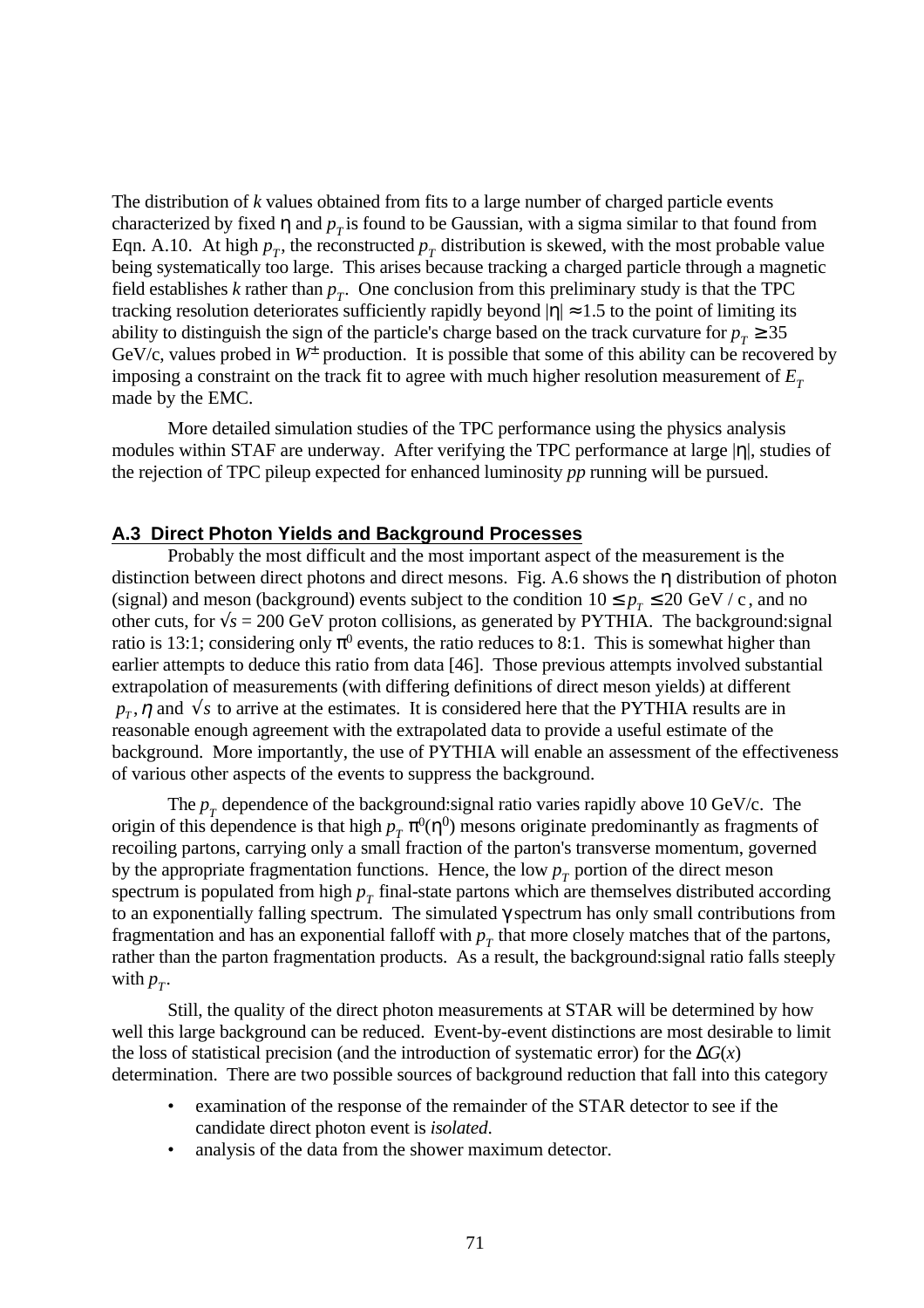The distribution of $k$ values obtained from fits to a large number of charged particle events characterized by fixed $\eta$ and $p_T$ is found to be Gaussian, with a sigma similar to that found from Eqn. A.10. At high $p_T$, the reconstructed $p_T$ distribution is skewed, with the most probable value being systematically too large. This arises because tracking a charged particle through a magnetic field establishes $k$ rather than $p_T$. One conclusion from this preliminary study is that the TPC tracking resolution deteriorates sufficiently rapidly beyond $|\eta| \approx 1.5$ to the point of limiting its ability to distinguish the sign of the particle's charge based on the track curvature for $p_T \geq 35$ GeV/c, values probed in $W^{\pm}$ production. It is possible that some of this ability can be recovered by imposing a constraint on the track fit to agree with much higher resolution measurement of $E_T$ made by the EMC.

More detailed simulation studies of the TPC performance using the physics analysis modules within STAF are underway. After verifying the TPC performance at large $|\eta|$, studies of the rejection of TPC pileup expected for enhanced luminosity $pp$ running will be pursued.

## A.3 Direct Photon Yields and Background Processes

Probably the most difficult and the most important aspect of the measurement is the distinction between direct photons and direct mesons. Fig. A.6 shows the $\eta$ distribution of photon (signal) and meson (background) events subject to the condition $10 \leq p_T \leq 20$ GeV / c, and no other cuts, for $\sqrt{s} = 200$ GeV proton collisions, as generated by PYTHIA. The background:signal ratio is 13:1; considering only $\pi^0$ events, the ratio reduces to 8:1. This is somewhat higher than earlier attempts to deduce this ratio from data [46]. Those previous attempts involved substantial extrapolation of measurements (with differing definitions of direct meson yields) at different $p_T, \eta$ and $\sqrt{s}$ to arrive at the estimates. It is considered here that the PYTHIA results are in reasonable enough agreement with the extrapolated data to provide a useful estimate of the background. More importantly, the use of PYTHIA will enable an assessment of the effectiveness of various other aspects of the events to suppress the background.

The $p_T$ dependence of the background:signal ratio varies rapidly above 10 GeV/c. The origin of this dependence is that high $p_T$ $\pi^0(\eta^0)$ mesons originate predominantly as fragments of recoiling partons, carrying only a small fraction of the parton's transverse momentum, governed by the appropriate fragmentation functions. Hence, the low $p_T$ portion of the direct meson spectrum is populated from high $p_T$ final-state partons which are themselves distributed according to an exponentially falling spectrum. The simulated $\gamma$ spectrum has only small contributions from fragmentation and has an exponential falloff with $p_T$ that more closely matches that of the partons, rather than the parton fragmentation products. As a result, the background:signal ratio falls steeply with $p_T$.

Still, the quality of the direct photon measurements at STAR will be determined by how well this large background can be reduced. Event-by-event distinctions are most desirable to limit the loss of statistical precision (and the introduction of systematic error) for the $\Delta G(x)$ determination. There are two possible sources of background reduction that fall into this category

- examination of the response of the remainder of the STAR detector to see if the candidate direct photon event is *isolated*.
- analysis of the data from the shower maximum detector.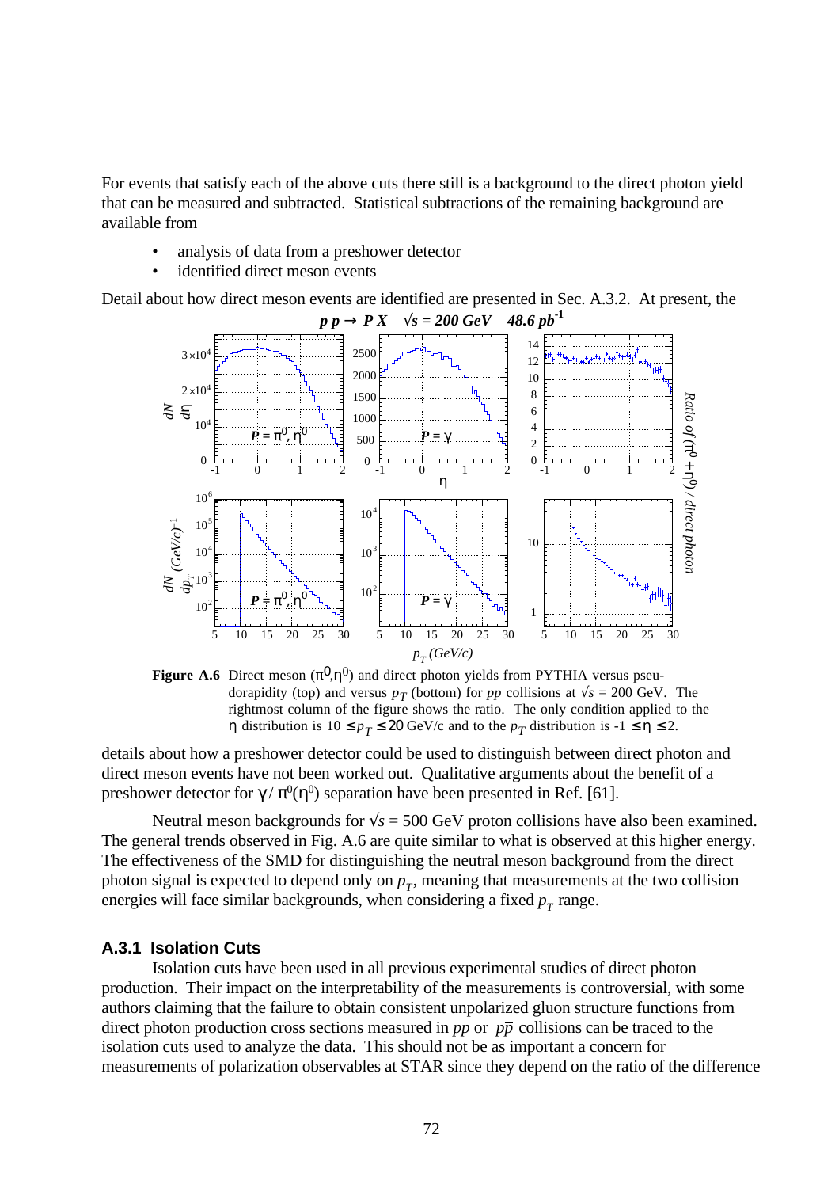For events that satisfy each of the above cuts there still is a background to the direct photon yield that can be measured and subtracted. Statistical subtractions of the remaining background are available from

- analysis of data from a preshower detector
- identified direct meson events

Detail about how direct meson events are identified are presented in Sec. A.3.2. At present, the

**Figure A.6** Direct meson ($\pi^0$,$\eta^0$) and direct photon yields from PYTHIA versus pseudorapidity (top) and versus $p_T$ (bottom) for *pp* collisions at $\sqrt{s}$ = 200 GeV. The rightmost column of the figure shows the ratio. The only condition applied to the $\eta$ distribution is $10 \leq p_T \leq 20$ GeV/c and to the $p_T$ distribution is $-1 \leq \eta \leq 2$.

details about how a preshower detector could be used to distinguish between direct photon and direct meson events have not been worked out. Qualitative arguments about the benefit of a preshower detector for $\gamma/\pi^0(\eta^0)$ separation have been presented in Ref. [61].

Neutral meson backgrounds for $\sqrt{s}$ = 500 GeV proton collisions have also been examined. The general trends observed in Fig. A.6 are quite similar to what is observed at this higher energy. The effectiveness of the SMD for distinguishing the neutral meson background from the direct photon signal is expected to depend only on $p_T$, meaning that measurements at the two collision energies will face similar backgrounds, when considering a fixed $p_T$ range.

### A.3.1 Isolation Cuts

Isolation cuts have been used in all previous experimental studies of direct photon production. Their impact on the interpretability of the measurements is controversial, with some authors claiming that the failure to obtain consistent unpolarized gluon structure functions from direct photon production cross sections measured in *pp* or $p\bar{p}$ collisions can be traced to the isolation cuts used to analyze the data. This should not be as important a concern for measurements of polarization observables at STAR since they depend on the ratio of the difference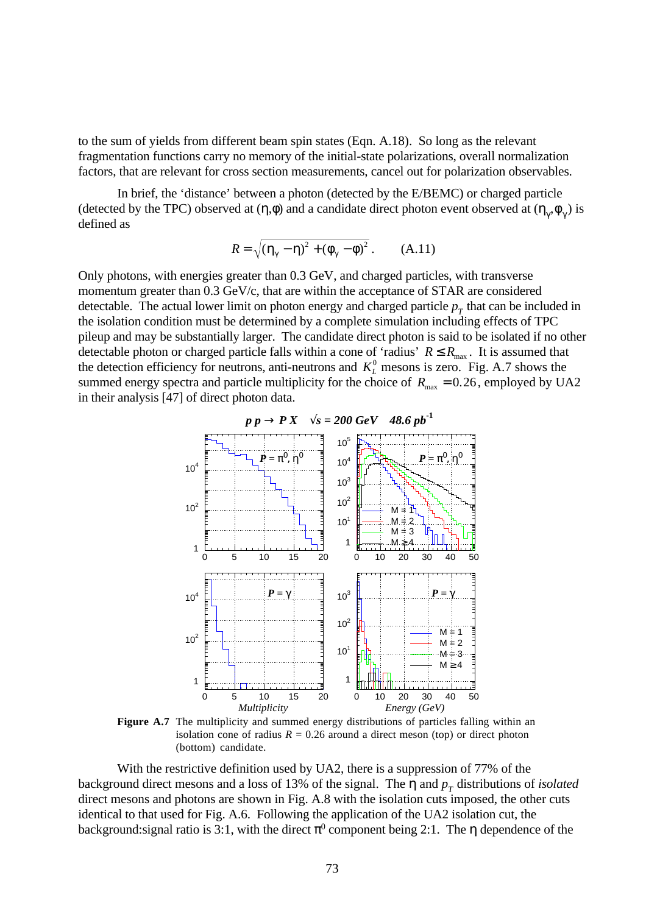to the sum of yields from different beam spin states (Eqn. A.18). So long as the relevant fragmentation functions carry no memory of the initial-state polarizations, overall normalization factors, that are relevant for cross section measurements, cancel out for polarization observables.

In brief, the 'distance' between a photon (detected by the E/BEMC) or charged particle (detected by the TPC) observed at ($\eta$,$\phi$) and a candidate direct photon event observed at ($\eta_\gamma$,$\phi_\gamma$) is defined as

$$R = \sqrt{(\eta_\gamma - \eta)^2 + (\phi_\gamma - \phi)^2}\,. \qquad \text{(A.11)}$$

Only photons, with energies greater than 0.3 GeV, and charged particles, with transverse momentum greater than 0.3 GeV/c, that are within the acceptance of STAR are considered detectable. The actual lower limit on photon energy and charged particle $p_T$ that can be included in the isolation condition must be determined by a complete simulation including effects of TPC pileup and may be substantially larger. The candidate direct photon is said to be isolated if no other detectable photon or charged particle falls within a cone of 'radius' $R \le R_{max}$. It is assumed that the detection efficiency for neutrons, anti-neutrons and $K_L^0$ mesons is zero. Fig. A.7 shows the summed energy spectra and particle multiplicity for the choice of $R_{max} = 0.26$, employed by UA2 in their analysis [47] of direct photon data.

**Figure A.7** The multiplicity and summed energy distributions of particles falling within an isolation cone of radius $R$ = 0.26 around a direct meson (top) or direct photon (bottom) candidate.

With the restrictive definition used by UA2, there is a suppression of 77% of the background direct mesons and a loss of 13% of the signal. The $\eta$ and $p_T$ distributions of *isolated* direct mesons and photons are shown in Fig. A.8 with the isolation cuts imposed, the other cuts identical to that used for Fig. A.6. Following the application of the UA2 isolation cut, the background:signal ratio is 3:1, with the direct $\pi^0$ component being 2:1. The $\eta$ dependence of the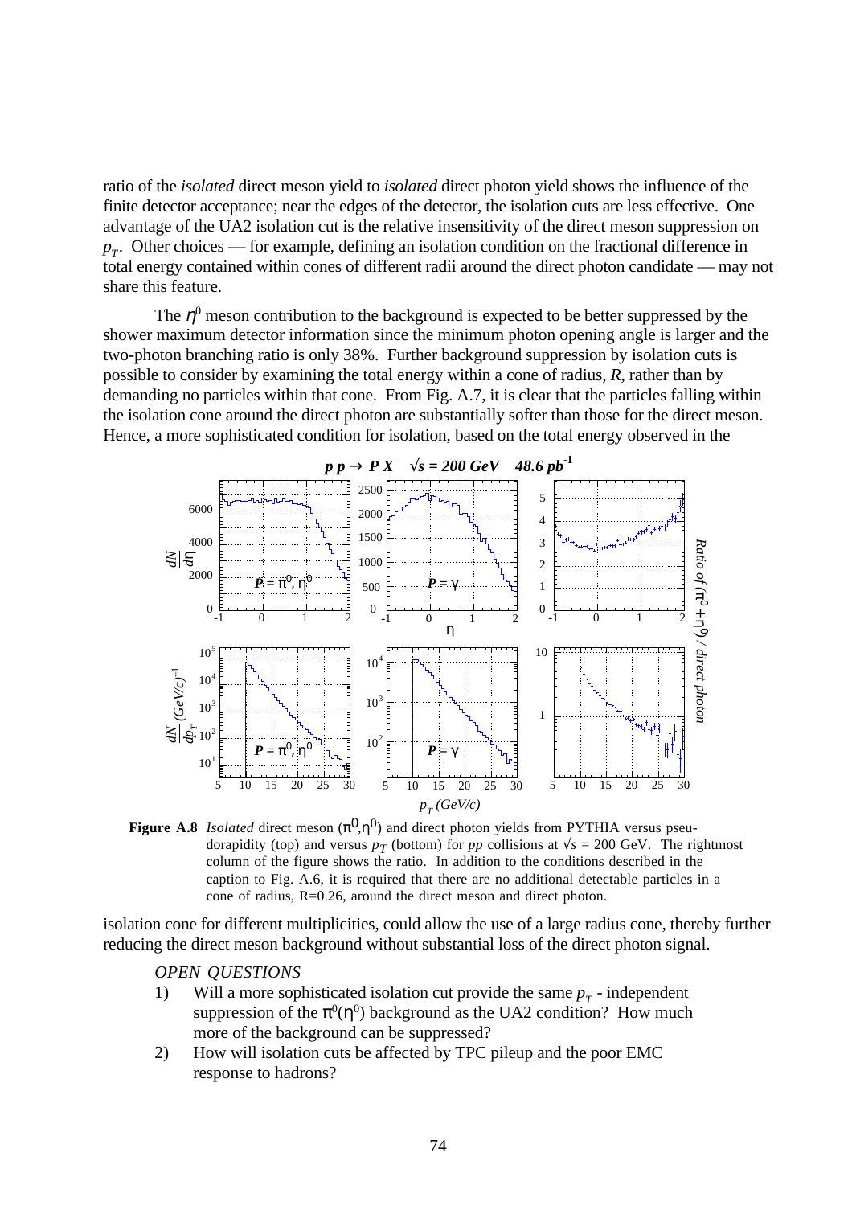ratio of the *isolated* direct meson yield to *isolated* direct photon yield shows the influence of the finite detector acceptance; near the edges of the detector, the isolation cuts are less effective. One advantage of the UA2 isolation cut is the relative insensitivity of the direct meson suppression on $p_T$. Other choices — for example, defining an isolation condition on the fractional difference in total energy contained within cones of different radii around the direct photon candidate — may not share this feature.

The $\eta^0$ meson contribution to the background is expected to be better suppressed by the shower maximum detector information since the minimum photon opening angle is larger and the two-photon branching ratio is only 38%. Further background suppression by isolation cuts is possible to consider by examining the total energy within a cone of radius, *R*, rather than by demanding no particles within that cone. From Fig. A.7, it is clear that the particles falling within the isolation cone around the direct photon are substantially softer than those for the direct meson. Hence, a more sophisticated condition for isolation, based on the total energy observed in the

**Figure A.8** *Isolated* direct meson ($\pi^0$,$\eta^0$) and direct photon yields from PYTHIA versus pseudorapidity (top) and versus $p_T$ (bottom) for *pp* collisions at $\sqrt{s}$ = 200 GeV. The rightmost column of the figure shows the ratio. In addition to the conditions described in the caption to Fig. A.6, it is required that there are no additional detectable particles in a cone of radius, R=0.26, around the direct meson and direct photon.

isolation cone for different multiplicities, could allow the use of a large radius cone, thereby further reducing the direct meson background without substantial loss of the direct photon signal.

*OPEN QUESTIONS*

1) Will a more sophisticated isolation cut provide the same $p_T$ - independent suppression of the $\pi^0$($\eta^0$) background as the UA2 condition? How much more of the background can be suppressed?
2) How will isolation cuts be affected by TPC pileup and the poor EMC response to hadrons?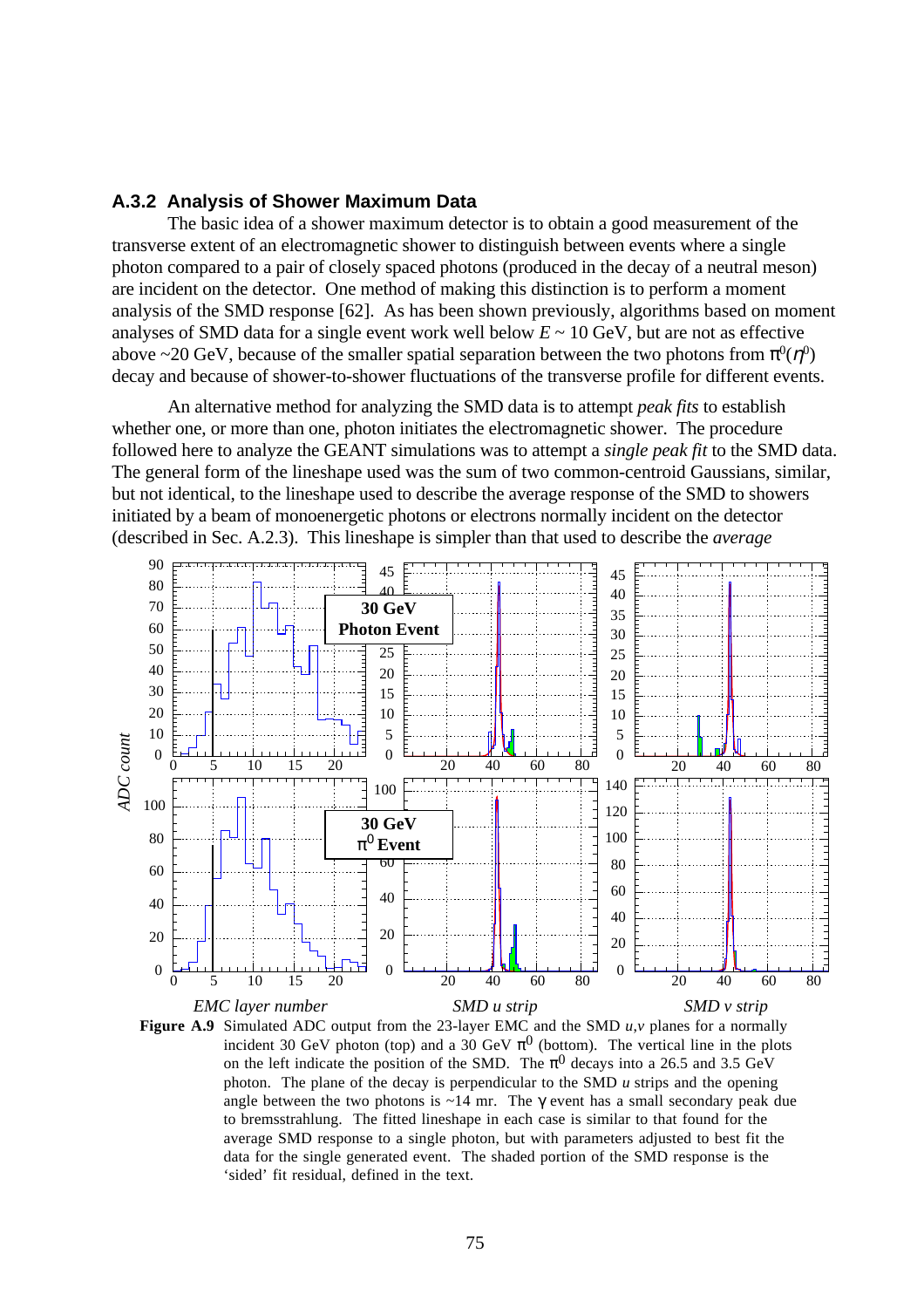### A.3.2 Analysis of Shower Maximum Data

The basic idea of a shower maximum detector is to obtain a good measurement of the transverse extent of an electromagnetic shower to distinguish between events where a single photon compared to a pair of closely spaced photons (produced in the decay of a neutral meson) are incident on the detector. One method of making this distinction is to perform a moment analysis of the SMD response [62]. As has been shown previously, algorithms based on moment analyses of SMD data for a single event work well below $E \sim 10$ GeV, but are not as effective above ~20 GeV, because of the smaller spatial separation between the two photons from $\pi^0(\eta^0)$ decay and because of shower-to-shower fluctuations of the transverse profile for different events.

An alternative method for analyzing the SMD data is to attempt *peak fits* to establish whether one, or more than one, photon initiates the electromagnetic shower. The procedure followed here to analyze the GEANT simulations was to attempt a *single peak fit* to the SMD data. The general form of the lineshape used was the sum of two common-centroid Gaussians, similar, but not identical, to the lineshape used to describe the average response of the SMD to showers initiated by a beam of monoenergetic photons or electrons normally incident on the detector (described in Sec. A.2.3). This lineshape is simpler than that used to describe the *average*

**Figure A.9** Simulated ADC output from the 23-layer EMC and the SMD $u,v$ planes for a normally incident 30 GeV photon (top) and a 30 GeV $\pi^0$ (bottom). The vertical line in the plots on the left indicate the position of the SMD. The $\pi^0$ decays into a 26.5 and 3.5 GeV photon. The plane of the decay is perpendicular to the SMD $u$ strips and the opening angle between the two photons is ~14 mr. The $\gamma$ event has a small secondary peak due to bremsstrahlung. The fitted lineshape in each case is similar to that found for the average SMD response to a single photon, but with parameters adjusted to best fit the data for the single generated event. The shaded portion of the SMD response is the 'sided' fit residual, defined in the text.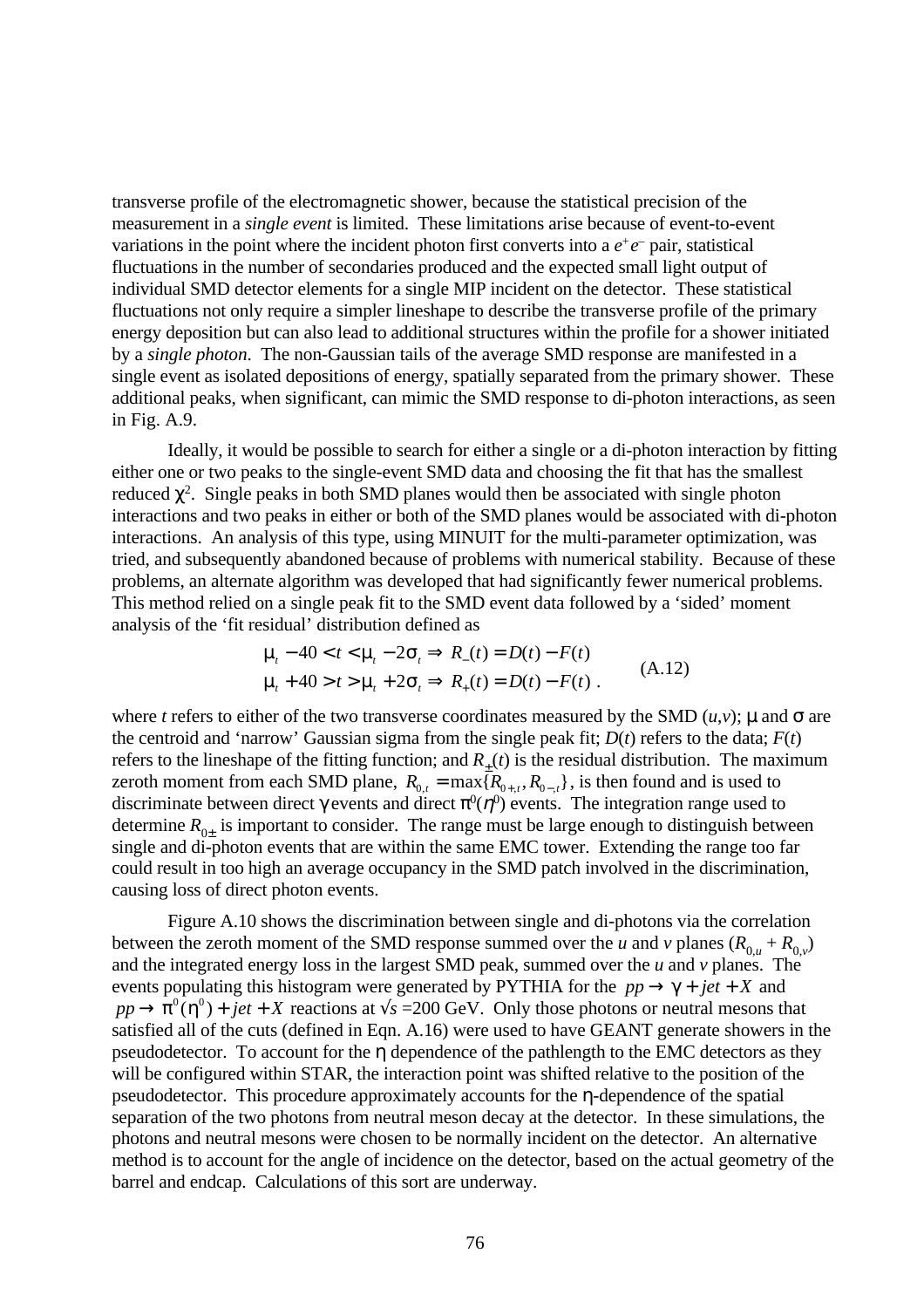transverse profile of the electromagnetic shower, because the statistical precision of the measurement in a *single event* is limited. These limitations arise because of event-to-event variations in the point where the incident photon first converts into a $e^+e^-$ pair, statistical fluctuations in the number of secondaries produced and the expected small light output of individual SMD detector elements for a single MIP incident on the detector. These statistical fluctuations not only require a simpler lineshape to describe the transverse profile of the primary energy deposition but can also lead to additional structures within the profile for a shower initiated by a *single photon*. The non-Gaussian tails of the average SMD response are manifested in a single event as isolated depositions of energy, spatially separated from the primary shower. These additional peaks, when significant, can mimic the SMD response to di-photon interactions, as seen in Fig. A.9.

Ideally, it would be possible to search for either a single or a di-photon interaction by fitting either one or two peaks to the single-event SMD data and choosing the fit that has the smallest reduced $\chi^2$. Single peaks in both SMD planes would then be associated with single photon interactions and two peaks in either or both of the SMD planes would be associated with di-photon interactions. An analysis of this type, using MINUIT for the multi-parameter optimization, was tried, and subsequently abandoned because of problems with numerical stability. Because of these problems, an alternate algorithm was developed that had significantly fewer numerical problems. This method relied on a single peak fit to the SMD event data followed by a 'sided' moment analysis of the 'fit residual' distribution defined as

$$\begin{aligned} \mu_t - 40 < t < \mu_t - 2\sigma_t &\Rightarrow R_-(t) = D(t) - F(t) \\ \mu_t + 40 > t > \mu_t + 2\sigma_t &\Rightarrow R_+(t) = D(t) - F(t) \,. \end{aligned} \qquad \text{(A.12)}$$

where $t$ refers to either of the two transverse coordinates measured by the SMD $(u,v)$; $\mu$ and $\sigma$ are the centroid and 'narrow' Gaussian sigma from the single peak fit; $D(t)$ refers to the data; $F(t)$ refers to the lineshape of the fitting function; and $R_\pm(t)$ is the residual distribution. The maximum zeroth moment from each SMD plane, $R_{0,t} = \max\{R_{0+,t}, R_{0-,t}\}$, is then found and is used to discriminate between direct $\gamma$ events and direct $\pi^0(\eta^0)$ events. The integration range used to determine $R_{0\pm}$ is important to consider. The range must be large enough to distinguish between single and di-photon events that are within the same EMC tower. Extending the range too far could result in too high an average occupancy in the SMD patch involved in the discrimination, causing loss of direct photon events.

Figure A.10 shows the discrimination between single and di-photons via the correlation between the zeroth moment of the SMD response summed over the $u$ and $v$ planes ($R_{0,u} + R_{0,v}$) and the integrated energy loss in the largest SMD peak, summed over the $u$ and $v$ planes. The events populating this histogram were generated by PYTHIA for the $pp \to \gamma + jet + X$ and $pp \to \pi^0(\eta^0) + jet + X$ reactions at $\sqrt{s}$ =200 GeV. Only those photons or neutral mesons that satisfied all of the cuts (defined in Eqn. A.16) were used to have GEANT generate showers in the pseudodetector. To account for the $\eta$ dependence of the pathlength to the EMC detectors as they will be configured within STAR, the interaction point was shifted relative to the position of the pseudodetector. This procedure approximately accounts for the $\eta$-dependence of the spatial separation of the two photons from neutral meson decay at the detector. In these simulations, the photons and neutral mesons were chosen to be normally incident on the detector. An alternative method is to account for the angle of incidence on the detector, based on the actual geometry of the barrel and endcap. Calculations of this sort are underway.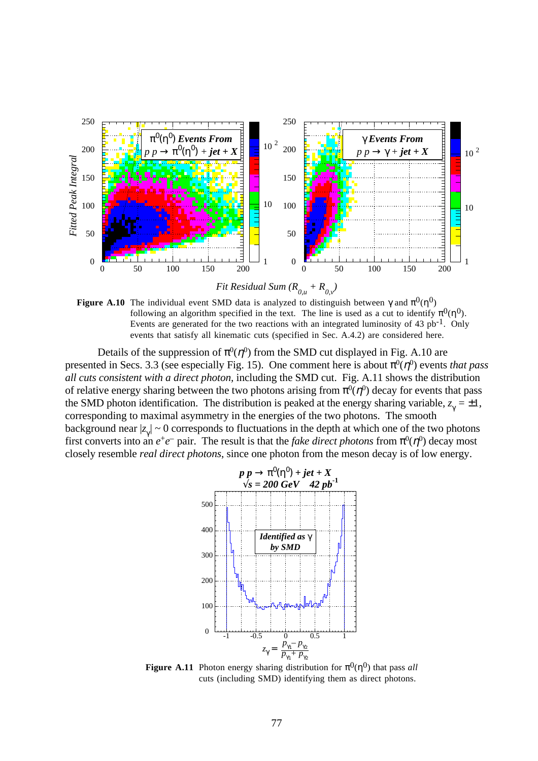**Figure A.10** The individual event SMD data is analyzed to distinguish between $\gamma$ and $\pi^0(\eta^0)$ following an algorithm specified in the text. The line is used as a cut to identify $\pi^0(\eta^0)$. Events are generated for the two reactions with an integrated luminosity of 43 pb$^{-1}$. Only events that satisfy all kinematic cuts (specified in Sec. A.4.2) are considered here.

Details of the suppression of $\pi^0(\eta^0)$ from the SMD cut displayed in Fig. A.10 are presented in Secs. 3.3 (see especially Fig. 15). One comment here is about $\pi^0(\eta^0)$ events *that pass all cuts consistent with a direct photon*, including the SMD cut. Fig. A.11 shows the distribution of relative energy sharing between the two photons arising from $\pi^0(\eta^0)$ decay for events that pass the SMD photon identification. The distribution is peaked at the energy sharing variable, $z_\gamma = \pm 1$, corresponding to maximal asymmetry in the energies of the two photons. The smooth background near $|z_\gamma| \sim 0$ corresponds to fluctuations in the depth at which one of the two photons first converts into an $e^+e^-$ pair. The result is that the *fake direct photons* from $\pi^0(\eta^0)$ decay most closely resemble *real direct photons*, since one photon from the meson decay is of low energy.

**Figure A.11** Photon energy sharing distribution for $\pi^0(\eta^0)$ that pass *all* cuts (including SMD) identifying them as direct photons.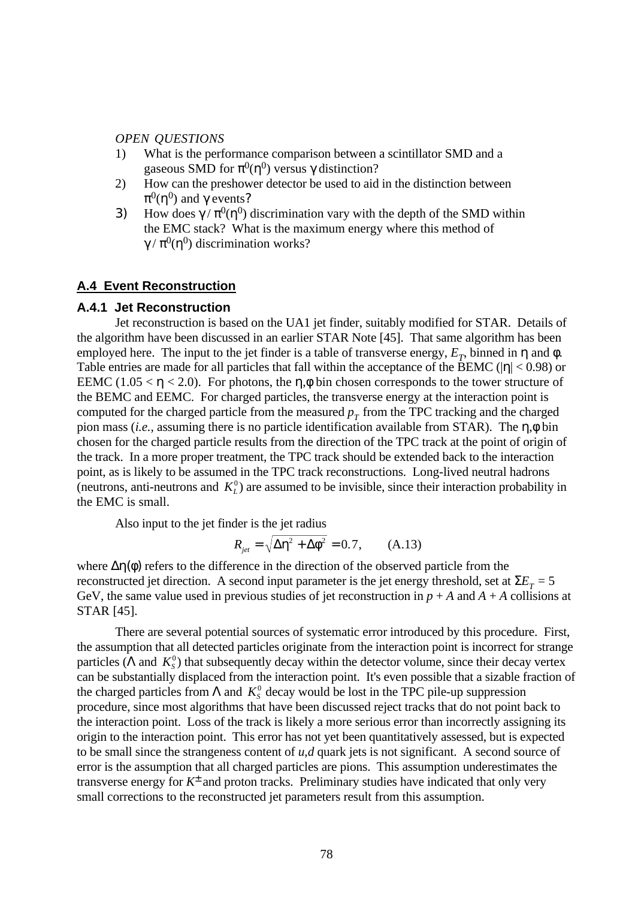*OPEN QUESTIONS*

1) What is the performance comparison between a scintillator SMD and a gaseous SMD for $\pi^0(\eta^0)$ versus $\gamma$ distinction?
2) How can the preshower detector be used to aid in the distinction between $\pi^0(\eta^0)$ and $\gamma$ events?
3) How does $\gamma / \pi^0(\eta^0)$ discrimination vary with the depth of the SMD within the EMC stack? What is the maximum energy where this method of $\gamma / \pi^0(\eta^0)$ discrimination works?

## A.4 Event Reconstruction

### A.4.1 Jet Reconstruction

Jet reconstruction is based on the UA1 jet finder, suitably modified for STAR. Details of the algorithm have been discussed in an earlier STAR Note [45]. That same algorithm has been employed here. The input to the jet finder is a table of transverse energy, $E_T$, binned in $\eta$ and $\phi$. Table entries are made for all particles that fall within the acceptance of the BEMC ($|\eta| < 0.98$) or EEMC ($1.05 < \eta < 2.0$). For photons, the $\eta,\phi$ bin chosen corresponds to the tower structure of the BEMC and EEMC. For charged particles, the transverse energy at the interaction point is computed for the charged particle from the measured $p_T$ from the TPC tracking and the charged pion mass (*i.e.*, assuming there is no particle identification available from STAR). The $\eta,\phi$ bin chosen for the charged particle results from the direction of the TPC track at the point of origin of the track. In a more proper treatment, the TPC track should be extended back to the interaction point, as is likely to be assumed in the TPC track reconstructions. Long-lived neutral hadrons (neutrons, anti-neutrons and $K_L^0$) are assumed to be invisible, since their interaction probability in the EMC is small.

Also input to the jet finder is the jet radius

$$R_{jet} = \sqrt{\Delta\eta^2 + \Delta\phi^2} = 0.7, \qquad \text{(A.13)}$$

where $\Delta\eta(\phi)$ refers to the difference in the direction of the observed particle from the reconstructed jet direction. A second input parameter is the jet energy threshold, set at $\Sigma E_T = 5$ GeV, the same value used in previous studies of jet reconstruction in $p + A$ and $A + A$ collisions at STAR [45].

There are several potential sources of systematic error introduced by this procedure. First, the assumption that all detected particles originate from the interaction point is incorrect for strange particles ($\Lambda$ and $K_S^0$) that subsequently decay within the detector volume, since their decay vertex can be substantially displaced from the interaction point. It's even possible that a sizable fraction of the charged particles from $\Lambda$ and $K_S^0$ decay would be lost in the TPC pile-up suppression procedure, since most algorithms that have been discussed reject tracks that do not point back to the interaction point. Loss of the track is likely a more serious error than incorrectly assigning its origin to the interaction point. This error has not yet been quantitatively assessed, but is expected to be small since the strangeness content of *u,d* quark jets is not significant. A second source of error is the assumption that all charged particles are pions. This assumption underestimates the transverse energy for $K^{\pm}$ and proton tracks. Preliminary studies have indicated that only very small corrections to the reconstructed jet parameters result from this assumption.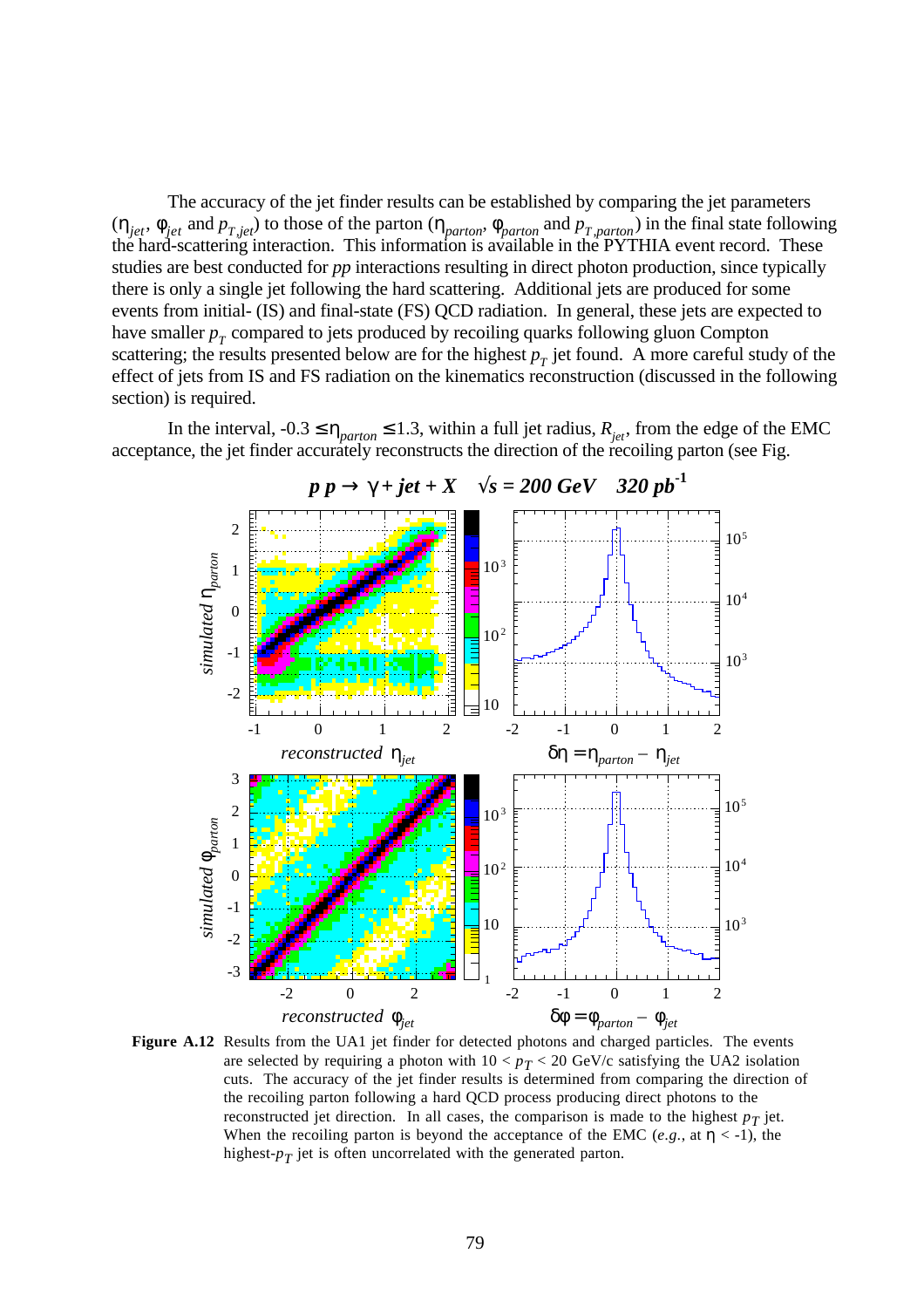The accuracy of the jet finder results can be established by comparing the jet parameters ($\eta_{jet}$, $\phi_{jet}$ and $p_{T,jet}$) to those of the parton ($\eta_{parton}$, $\phi_{parton}$ and $p_{T,parton}$) in the final state following the hard-scattering interaction. This information is available in the PYTHIA event record. These studies are best conducted for *pp* interactions resulting in direct photon production, since typically there is only a single jet following the hard scattering. Additional jets are produced for some events from initial- (IS) and final-state (FS) QCD radiation. In general, these jets are expected to have smaller $p_T$ compared to jets produced by recoiling quarks following gluon Compton scattering; the results presented below are for the highest $p_T$ jet found. A more careful study of the effect of jets from IS and FS radiation on the kinematics reconstruction (discussed in the following section) is required.

In the interval, $-0.3 \leq \eta_{parton} \leq 1.3$, within a full jet radius, $R_{jet}$, from the edge of the EMC acceptance, the jet finder accurately reconstructs the direction of the recoiling parton (see Fig.

**Figure A.12** Results from the UA1 jet finder for detected photons and charged particles. The events are selected by requiring a photon with $10 < p_T < 20$ GeV/c satisfying the UA2 isolation cuts. The accuracy of the jet finder results is determined from comparing the direction of the recoiling parton following a hard QCD process producing direct photons to the reconstructed jet direction. In all cases, the comparison is made to the highest $p_T$ jet. When the recoiling parton is beyond the acceptance of the EMC (*e.g.*, at $\eta < -1$), the highest-$p_T$ jet is often uncorrelated with the generated parton.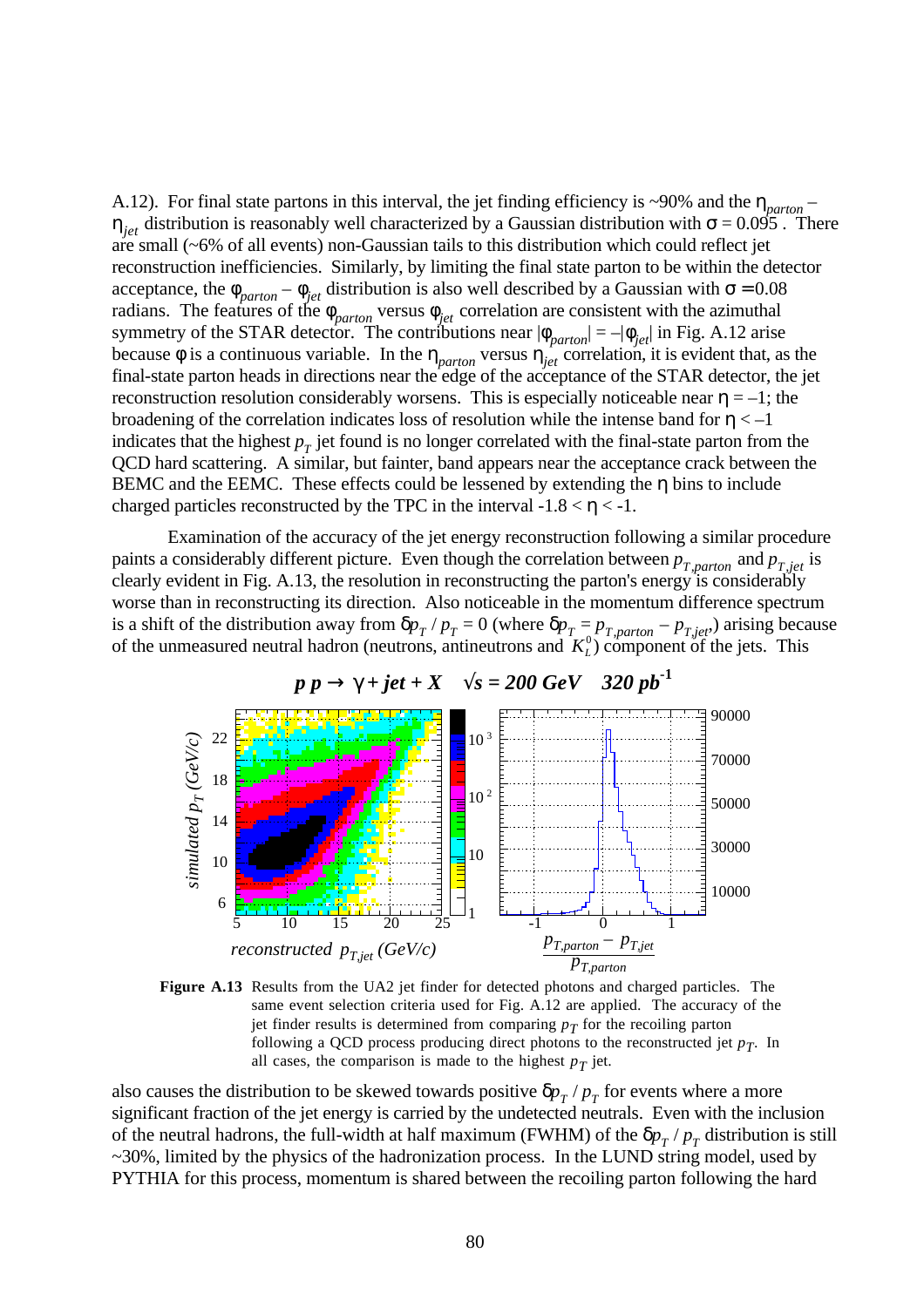A.12). For final state partons in this interval, the jet finding efficiency is ~90% and the $\eta_{parton} - \eta_{jet}$ distribution is reasonably well characterized by a Gaussian distribution with $\sigma = 0.095$ . There are small (~6% of all events) non-Gaussian tails to this distribution which could reflect jet reconstruction inefficiencies. Similarly, by limiting the final state parton to be within the detector acceptance, the $\phi_{parton} - \phi_{jet}$ distribution is also well described by a Gaussian with $\sigma = 0.08$ radians. The features of the $\phi_{parton}$ versus $\phi_{jet}$ correlation are consistent with the azimuthal symmetry of the STAR detector. The contributions near $|\phi_{parton}| = -|\phi_{jet}|$ in Fig. A.12 arise because $\phi$ is a continuous variable. In the $\eta_{parton}$ versus $\eta_{jet}$ correlation, it is evident that, as the final-state parton heads in directions near the edge of the acceptance of the STAR detector, the jet reconstruction resolution considerably worsens. This is especially noticeable near $\eta = -1$; the broadening of the correlation indicates loss of resolution while the intense band for $\eta < -1$ indicates that the highest $p_T$ jet found is no longer correlated with the final-state parton from the QCD hard scattering. A similar, but fainter, band appears near the acceptance crack between the BEMC and the EEMC. These effects could be lessened by extending the $\eta$ bins to include charged particles reconstructed by the TPC in the interval $-1.8 < \eta < -1$.

Examination of the accuracy of the jet energy reconstruction following a similar procedure paints a considerably different picture. Even though the correlation between $p_{T,parton}$ and $p_{T,jet}$ is clearly evident in Fig. A.13, the resolution in reconstructing the parton's energy is considerably worse than in reconstructing its direction. Also noticeable in the momentum difference spectrum is a shift of the distribution away from $\delta p_T / p_T = 0$ (where $\delta p_T = p_{T,parton} - p_{T,jet}$,) arising because of the unmeasured neutral hadron (neutrons, antineutrons and $K_L^0$) component of the jets. This

**Figure A.13** Results from the UA2 jet finder for detected photons and charged particles. The same event selection criteria used for Fig. A.12 are applied. The accuracy of the jet finder results is determined from comparing $p_T$ for the recoiling parton following a QCD process producing direct photons to the reconstructed jet $p_T$. In all cases, the comparison is made to the highest $p_T$ jet.

also causes the distribution to be skewed towards positive $\delta p_T / p_T$ for events where a more significant fraction of the jet energy is carried by the undetected neutrals. Even with the inclusion of the neutral hadrons, the full-width at half maximum (FWHM) of the $\delta p_T / p_T$ distribution is still ~30%, limited by the physics of the hadronization process. In the LUND string model, used by PYTHIA for this process, momentum is shared between the recoiling parton following the hard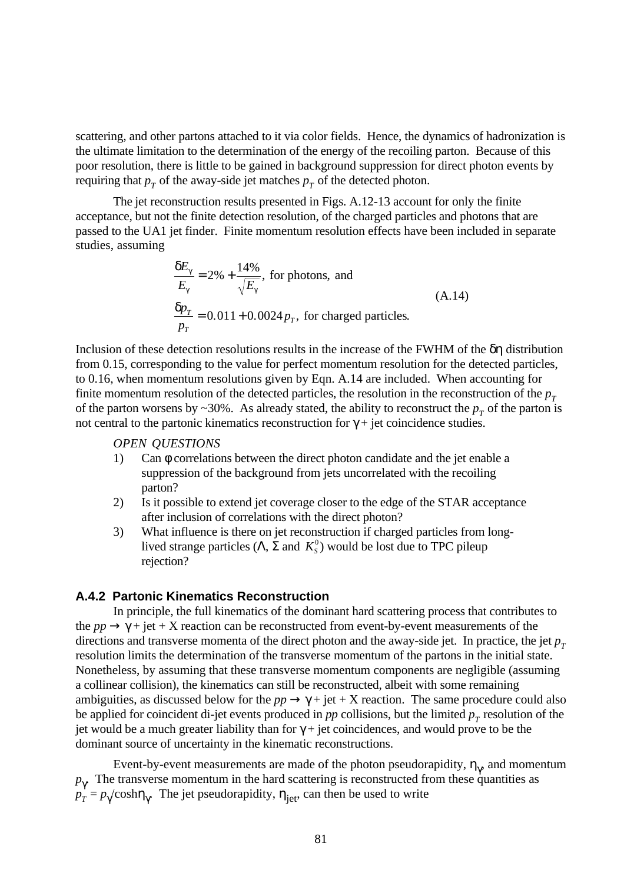scattering, and other partons attached to it via color fields. Hence, the dynamics of hadronization is the ultimate limitation to the determination of the energy of the recoiling parton. Because of this poor resolution, there is little to be gained in background suppression for direct photon events by requiring that $p_T$ of the away-side jet matches $p_T$ of the detected photon.

The jet reconstruction results presented in Figs. A.12-13 account for only the finite acceptance, but not the finite detection resolution, of the charged particles and photons that are passed to the UA1 jet finder. Finite momentum resolution effects have been included in separate studies, assuming

$$\frac{\delta E_\gamma}{E_\gamma} = 2\% + \frac{14\%}{\sqrt{E_\gamma}}, \text{ for photons, and}$$
$$\frac{\delta p_T}{p_T} = 0.011 + 0.0024\, p_T, \text{ for charged particles.} \tag{A.14}$$

Inclusion of these detection resolutions results in the increase of the FWHM of the $\delta\eta$ distribution from 0.15, corresponding to the value for perfect momentum resolution for the detected particles, to 0.16, when momentum resolutions given by Eqn. A.14 are included. When accounting for finite momentum resolution of the detected particles, the resolution in the reconstruction of the $p_T$ of the parton worsens by ~30%. As already stated, the ability to reconstruct the $p_T$ of the parton is not central to the partonic kinematics reconstruction for $\gamma$ + jet coincidence studies.

*OPEN QUESTIONS*

1) Can $\phi$ correlations between the direct photon candidate and the jet enable a suppression of the background from jets uncorrelated with the recoiling parton?
2) Is it possible to extend jet coverage closer to the edge of the STAR acceptance after inclusion of correlations with the direct photon?
3) What influence is there on jet reconstruction if charged particles from long-lived strange particles ($\Lambda$, $\Sigma$ and $K_S^0$) would be lost due to TPC pileup rejection?

### A.4.2 Partonic Kinematics Reconstruction

In principle, the full kinematics of the dominant hard scattering process that contributes to the $pp \rightarrow \gamma$ + jet + X reaction can be reconstructed from event-by-event measurements of the directions and transverse momenta of the direct photon and the away-side jet. In practice, the jet $p_T$ resolution limits the determination of the transverse momentum of the partons in the initial state. Nonetheless, by assuming that these transverse momentum components are negligible (assuming a collinear collision), the kinematics can still be reconstructed, albeit with some remaining ambiguities, as discussed below for the $pp \rightarrow \gamma$ + jet + X reaction. The same procedure could also be applied for coincident di-jet events produced in $pp$ collisions, but the limited $p_T$ resolution of the jet would be a much greater liability than for $\gamma$ + jet coincidences, and would prove to be the dominant source of uncertainty in the kinematic reconstructions.

Event-by-event measurements are made of the photon pseudorapidity, $\eta_\gamma$, and momentum $p_\gamma$. The transverse momentum in the hard scattering is reconstructed from these quantities as $p_T = p_\gamma/\cosh\eta_\gamma$. The jet pseudorapidity, $\eta_{jet}$, can then be used to write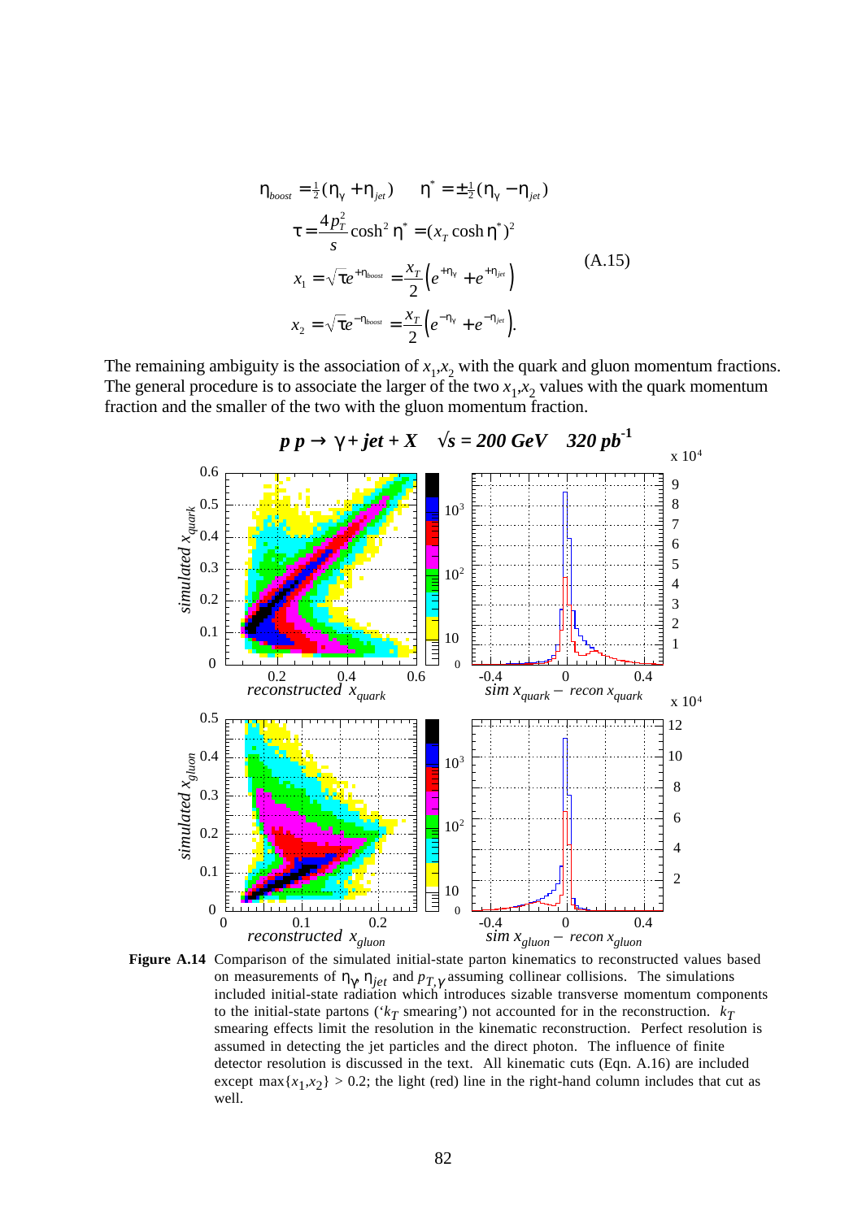$$
\begin{aligned}
\eta_{boost} &= \tfrac{1}{2}(\eta_\gamma + \eta_{jet}) \qquad \eta^* = \pm\tfrac{1}{2}(\eta_\gamma - \eta_{jet}) \\
\tau &= \frac{4p_T^2}{s}\cosh^2\eta^* = (x_T \cosh\eta^*)^2 \\
x_1 &= \sqrt{\tau}e^{+\eta_{boost}} = \frac{x_T}{2}\left(e^{+\eta_\gamma} + e^{+\eta_{jet}}\right) \\
x_2 &= \sqrt{\tau}e^{-\eta_{boost}} = \frac{x_T}{2}\left(e^{-\eta_\gamma} + e^{-\eta_{jet}}\right).
\end{aligned}
\tag{A.15}
$$

The remaining ambiguity is the association of $x_1$,$x_2$ with the quark and gluon momentum fractions. The general procedure is to associate the larger of the two $x_1$,$x_2$ values with the quark momentum fraction and the smaller of the two with the gluon momentum fraction.

**Figure A.14** Comparison of the simulated initial-state parton kinematics to reconstructed values based on measurements of $\eta_\gamma$, $\eta_{jet}$ and $p_{T,\gamma}$ assuming collinear collisions. The simulations included initial-state radiation which introduces sizable transverse momentum components to the initial-state partons ('$k_T$ smearing') not accounted for in the reconstruction. $k_T$ smearing effects limit the resolution in the kinematic reconstruction. Perfect resolution is assumed in detecting the jet particles and the direct photon. The influence of finite detector resolution is discussed in the text. All kinematic cuts (Eqn. A.16) are included except max$\{x_1,x_2\}$ > 0.2; the light (red) line in the right-hand column includes that cut as well.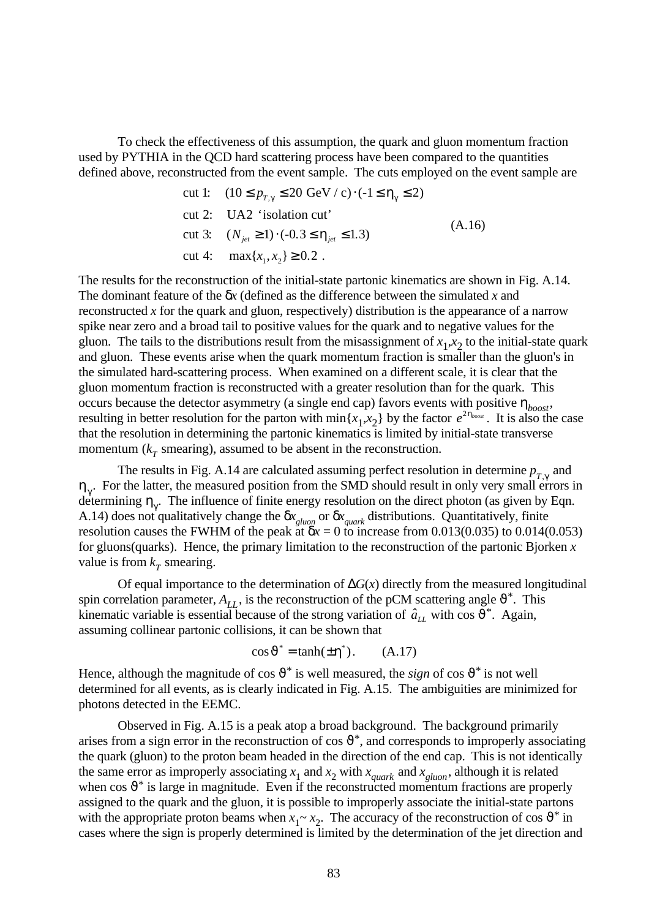To check the effectiveness of this assumption, the quark and gluon momentum fraction used by PYTHIA in the QCD hard scattering process have been compared to the quantities defined above, reconstructed from the event sample. The cuts employed on the event sample are

$$\begin{aligned}
&\text{cut 1:} \quad (10 \le p_{T,\gamma} \le 20 \text{ GeV / c}) \cdot (-1 \le \eta_\gamma \le 2) \\
&\text{cut 2:} \quad \text{UA2 `isolation cut'} \\
&\text{cut 3:} \quad (N_{jet} \ge 1) \cdot (-0.3 \le \eta_{jet} \le 1.3) \\
&\text{cut 4:} \quad \max\{x_1, x_2\} \ge 0.2 \ .
\end{aligned} \qquad \text{(A.16)}$$

The results for the reconstruction of the initial-state partonic kinematics are shown in Fig. A.14. The dominant feature of the $\delta x$ (defined as the difference between the simulated $x$ and reconstructed $x$ for the quark and gluon, respectively) distribution is the appearance of a narrow spike near zero and a broad tail to positive values for the quark and to negative values for the gluon. The tails to the distributions result from the misassignment of $x_1$,$x_2$ to the initial-state quark and gluon. These events arise when the quark momentum fraction is smaller than the gluon's in the simulated hard-scattering process. When examined on a different scale, it is clear that the gluon momentum fraction is reconstructed with a greater resolution than for the quark. This occurs because the detector asymmetry (a single end cap) favors events with positive $\eta_{boost}$, resulting in better resolution for the parton with min{$x_1$,$x_2$} by the factor $e^{2\eta_{boost}}$. It is also the case that the resolution in determining the partonic kinematics is limited by initial-state transverse momentum ($k_T$ smearing), assumed to be absent in the reconstruction.

The results in Fig. A.14 are calculated assuming perfect resolution in determine $p_{T,\gamma}$ and $\eta_\gamma$. For the latter, the measured position from the SMD should result in only very small errors in determining $\eta_\gamma$. The influence of finite energy resolution on the direct photon (as given by Eqn. A.14) does not qualitatively change the $\delta x_{gluon}$ or $\delta x_{quark}$ distributions. Quantitatively, finite resolution causes the FWHM of the peak at $\delta x = 0$ to increase from 0.013(0.035) to 0.014(0.053) for gluons(quarks). Hence, the primary limitation to the reconstruction of the partonic Bjorken $x$ value is from $k_T$ smearing.

Of equal importance to the determination of $\Delta G(x)$ directly from the measured longitudinal spin correlation parameter, $A_{LL}$, is the reconstruction of the pCM scattering angle $\vartheta^*$. This kinematic variable is essential because of the strong variation of $\hat{a}_{LL}$ with $\cos\vartheta^*$. Again, assuming collinear partonic collisions, it can be shown that

$$\cos\vartheta^* = \tanh(\pm\eta^*) . \qquad \text{(A.17)}$$

Hence, although the magnitude of $\cos\vartheta^*$ is well measured, the *sign* of $\cos\vartheta^*$ is not well determined for all events, as is clearly indicated in Fig. A.15. The ambiguities are minimized for photons detected in the EEMC.

Observed in Fig. A.15 is a peak atop a broad background. The background primarily arises from a sign error in the reconstruction of $\cos\vartheta^*$, and corresponds to improperly associating the quark (gluon) to the proton beam headed in the direction of the end cap. This is not identically the same error as improperly associating $x_1$ and $x_2$ with $x_{quark}$ and $x_{gluon}$, although it is related when $\cos\vartheta^*$ is large in magnitude. Even if the reconstructed momentum fractions are properly assigned to the quark and the gluon, it is possible to improperly associate the initial-state partons with the appropriate proton beams when $x_1 \sim x_2$. The accuracy of the reconstruction of $\cos\vartheta^*$ in cases where the sign is properly determined is limited by the determination of the jet direction and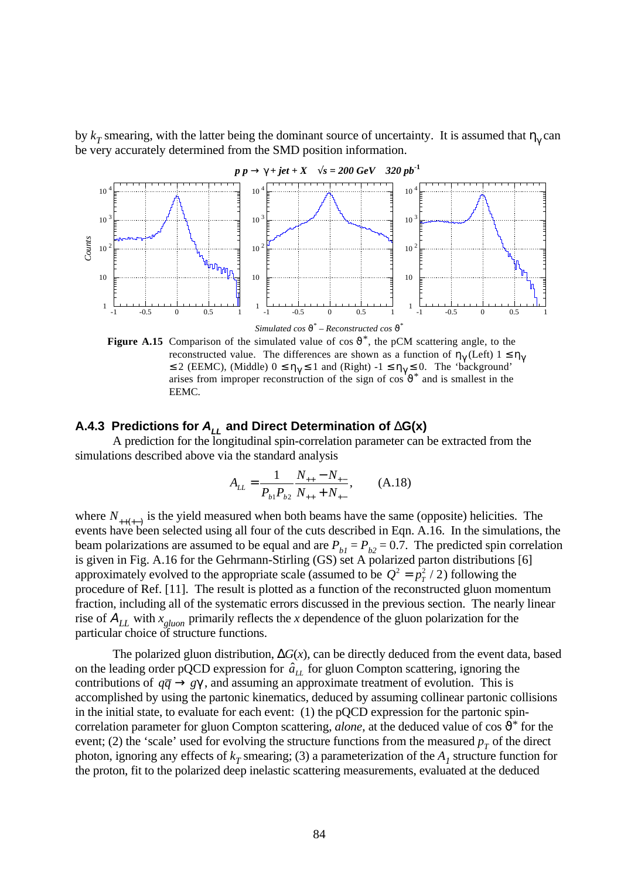by $k_T$ smearing, with the latter being the dominant source of uncertainty. It is assumed that $\eta_\gamma$ can be very accurately determined from the SMD position information.

$p\,p \rightarrow \gamma + jet + X \quad \sqrt{s} = 200$ GeV $\quad 320\ pb^{-1}$

**Figure A.15** Comparison of the simulated value of $\cos\vartheta^*$, the pCM scattering angle, to the reconstructed value. The differences are shown as a function of $\eta_\gamma$ (Left) $1 \leq \eta_\gamma \leq 2$ (EEMC), (Middle) $0 \leq \eta_\gamma \leq 1$ and (Right) $-1 \leq \eta_\gamma \leq 0$. The 'background' arises from improper reconstruction of the sign of $\cos\vartheta^*$ and is smallest in the EEMC.

### A.4.3 Predictions for $A_{LL}$ and Direct Determination of ΔG(x)

A prediction for the longitudinal spin-correlation parameter can be extracted from the simulations described above via the standard analysis

$$A_{LL} = \frac{1}{P_{b1}P_{b2}} \frac{N_{++} - N_{+-}}{N_{++} + N_{+-}}, \qquad \text{(A.18)}$$

where $N_{++(+-)}$ is the yield measured when both beams have the same (opposite) helicities. The events have been selected using all four of the cuts described in Eqn. A.16. In the simulations, the beam polarizations are assumed to be equal and are $P_{b1} = P_{b2} = 0.7$. The predicted spin correlation is given in Fig. A.16 for the Gehrmann-Stirling (GS) set A polarized parton distributions [6] approximately evolved to the appropriate scale (assumed to be $Q^2 = p_T^2/2$) following the procedure of Ref. [11]. The result is plotted as a function of the reconstructed gluon momentum fraction, including all of the systematic errors discussed in the previous section. The nearly linear rise of $A_{LL}$ with $x_{gluon}$ primarily reflects the $x$ dependence of the gluon polarization for the particular choice of structure functions.

The polarized gluon distribution, $\Delta G(x)$, can be directly deduced from the event data, based on the leading order pQCD expression for $\hat{a}_{LL}$ for gluon Compton scattering, ignoring the contributions of $q\bar{q} \rightarrow g\gamma$, and assuming an approximate treatment of evolution. This is accomplished by using the partonic kinematics, deduced by assuming collinear partonic collisions in the initial state, to evaluate for each event: (1) the pQCD expression for the partonic spin-correlation parameter for gluon Compton scattering, *alone*, at the deduced value of $\cos\vartheta^*$ for the event; (2) the 'scale' used for evolving the structure functions from the measured $p_T$ of the direct photon, ignoring any effects of $k_T$ smearing; (3) a parameterization of the $A_1$ structure function for the proton, fit to the polarized deep inelastic scattering measurements, evaluated at the deduced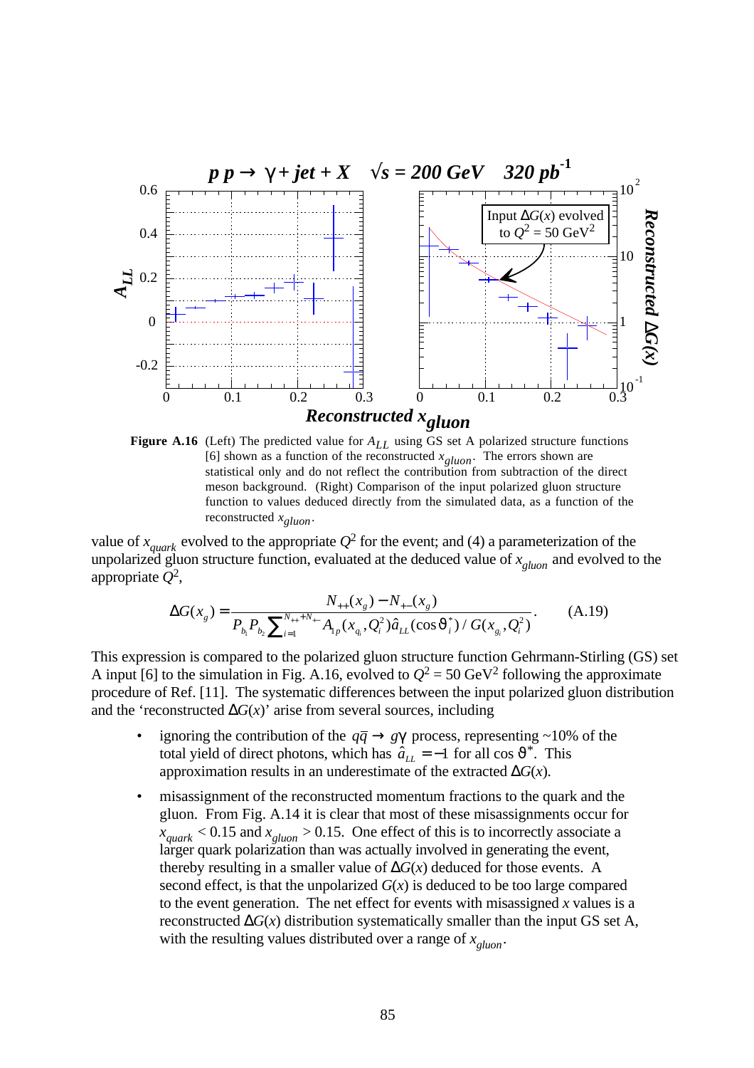**Figure A.16** (Left) The predicted value for $A_{LL}$ using GS set A polarized structure functions [6] shown as a function of the reconstructed $x_{gluon}$. The errors shown are statistical only and do not reflect the contribution from subtraction of the direct meson background. (Right) Comparison of the input polarized gluon structure function to values deduced directly from the simulated data, as a function of the reconstructed $x_{gluon}$.

value of $x_{quark}$ evolved to the appropriate $Q^2$ for the event; and (4) a parameterization of the unpolarized gluon structure function, evaluated at the deduced value of $x_{gluon}$ and evolved to the appropriate $Q^2$,

$$\Delta G(x_g) = \frac{N_{++}(x_g) - N_{+-}(x_g)}{P_{b_1} P_{b_2} \sum_{i=1}^{N_{++}+N_{+-}} A_{1p}(x_{q_i}, Q_i^2)\hat{a}_{LL}(\cos\vartheta_i^*) / G(x_{g_i}, Q_i^2)}. \qquad \text{(A.19)}$$

This expression is compared to the polarized gluon structure function Gehrmann-Stirling (GS) set A input [6] to the simulation in Fig. A.16, evolved to $Q^2 = 50\ \text{GeV}^2$ following the approximate procedure of Ref. [11]. The systematic differences between the input polarized gluon distribution and the 'reconstructed $\Delta G(x)$' arise from several sources, including

- ignoring the contribution of the $q\bar{q} \to g\gamma$ process, representing ~10% of the total yield of direct photons, which has $\hat{a}_{LL} = -1$ for all $\cos\vartheta^*$. This approximation results in an underestimate of the extracted $\Delta G(x)$.
- misassignment of the reconstructed momentum fractions to the quark and the gluon. From Fig. A.14 it is clear that most of these misassignments occur for $x_{quark} < 0.15$ and $x_{gluon} > 0.15$. One effect of this is to incorrectly associate a larger quark polarization than was actually involved in generating the event, thereby resulting in a smaller value of $\Delta G(x)$ deduced for those events. A second effect, is that the unpolarized $G(x)$ is deduced to be too large compared to the event generation. The net effect for events with misassigned $x$ values is a reconstructed $\Delta G(x)$ distribution systematically smaller than the input GS set A, with the resulting values distributed over a range of $x_{gluon}$.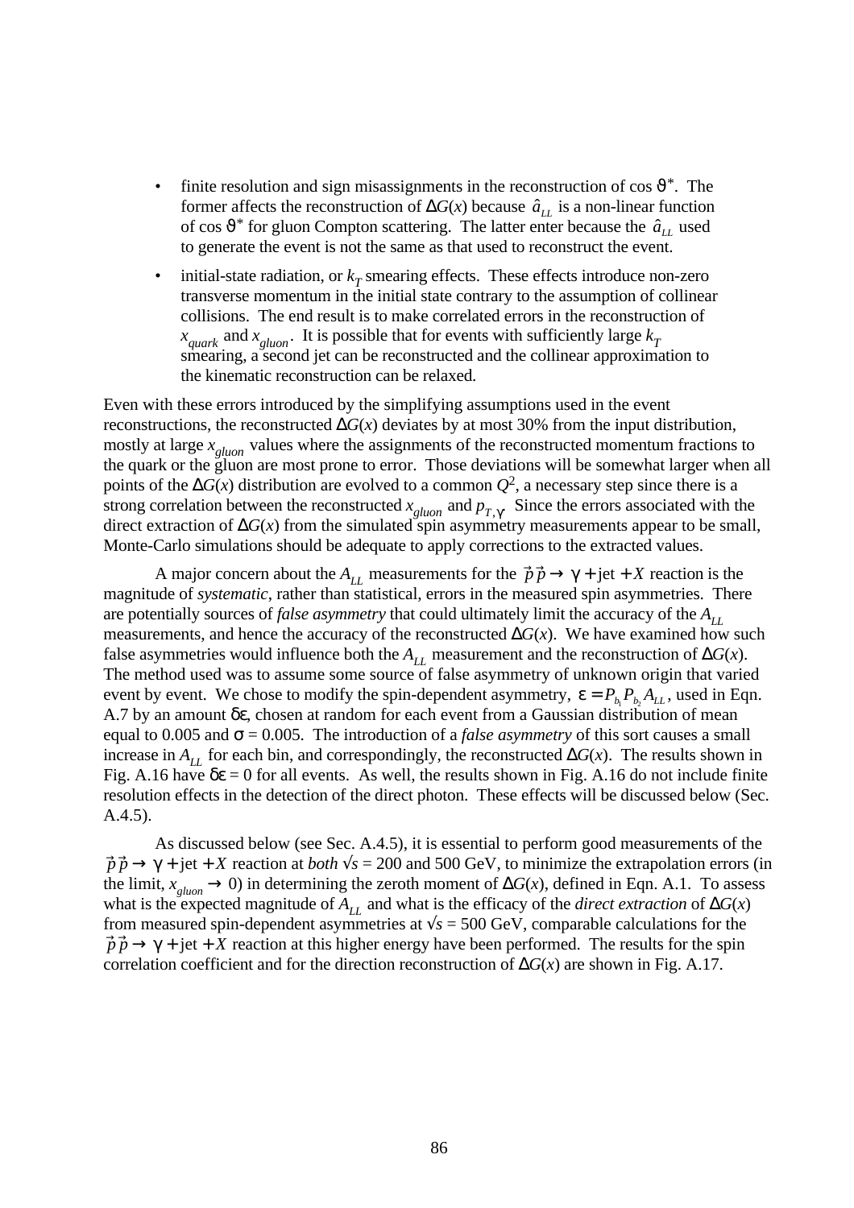- finite resolution and sign misassignments in the reconstruction of cos $\vartheta^*$. The former affects the reconstruction of $\Delta G(x)$ because $\hat{a}_{LL}$ is a non-linear function of cos $\vartheta^*$ for gluon Compton scattering. The latter enter because the $\hat{a}_{LL}$ used to generate the event is not the same as that used to reconstruct the event.
- initial-state radiation, or $k_T$ smearing effects. These effects introduce non-zero transverse momentum in the initial state contrary to the assumption of collinear collisions. The end result is to make correlated errors in the reconstruction of $x_{quark}$ and $x_{gluon}$. It is possible that for events with sufficiently large $k_T$ smearing, a second jet can be reconstructed and the collinear approximation to the kinematic reconstruction can be relaxed.

Even with these errors introduced by the simplifying assumptions used in the event reconstructions, the reconstructed $\Delta G(x)$ deviates by at most 30% from the input distribution, mostly at large $x_{gluon}$ values where the assignments of the reconstructed momentum fractions to the quark or the gluon are most prone to error. Those deviations will be somewhat larger when all points of the $\Delta G(x)$ distribution are evolved to a common $Q^2$, a necessary step since there is a strong correlation between the reconstructed $x_{gluon}$ and $p_{T,\gamma}$. Since the errors associated with the direct extraction of $\Delta G(x)$ from the simulated spin asymmetry measurements appear to be small, Monte-Carlo simulations should be adequate to apply corrections to the extracted values.

A major concern about the $A_{LL}$ measurements for the $\vec{p}\vec{p} \rightarrow \gamma + \text{jet} + X$ reaction is the magnitude of *systematic*, rather than statistical, errors in the measured spin asymmetries. There are potentially sources of *false asymmetry* that could ultimately limit the accuracy of the $A_{LL}$ measurements, and hence the accuracy of the reconstructed $\Delta G(x)$. We have examined how such false asymmetries would influence both the $A_{LL}$ measurement and the reconstruction of $\Delta G(x)$. The method used was to assume some source of false asymmetry of unknown origin that varied event by event. We chose to modify the spin-dependent asymmetry, $\varepsilon = P_{b_1} P_{b_2} A_{LL}$, used in Eqn. A.7 by an amount $\delta\varepsilon$, chosen at random for each event from a Gaussian distribution of mean equal to 0.005 and $\sigma = 0.005$. The introduction of a *false asymmetry* of this sort causes a small increase in $A_{LL}$ for each bin, and correspondingly, the reconstructed $\Delta G(x)$. The results shown in Fig. A.16 have $\delta\varepsilon = 0$ for all events. As well, the results shown in Fig. A.16 do not include finite resolution effects in the detection of the direct photon. These effects will be discussed below (Sec. A.4.5).

As discussed below (see Sec. A.4.5), it is essential to perform good measurements of the $\vec{p}\vec{p} \rightarrow \gamma + \text{jet} + X$ reaction at *both* $\sqrt{s}$ = 200 and 500 GeV, to minimize the extrapolation errors (in the limit, $x_{gluon} \rightarrow 0$) in determining the zeroth moment of $\Delta G(x)$, defined in Eqn. A.1. To assess what is the expected magnitude of $A_{LL}$ and what is the efficacy of the *direct extraction* of $\Delta G(x)$ from measured spin-dependent asymmetries at $\sqrt{s}$ = 500 GeV, comparable calculations for the $\vec{p}\vec{p} \rightarrow \gamma + \text{jet} + X$ reaction at this higher energy have been performed. The results for the spin correlation coefficient and for the direction reconstruction of $\Delta G(x)$ are shown in Fig. A.17.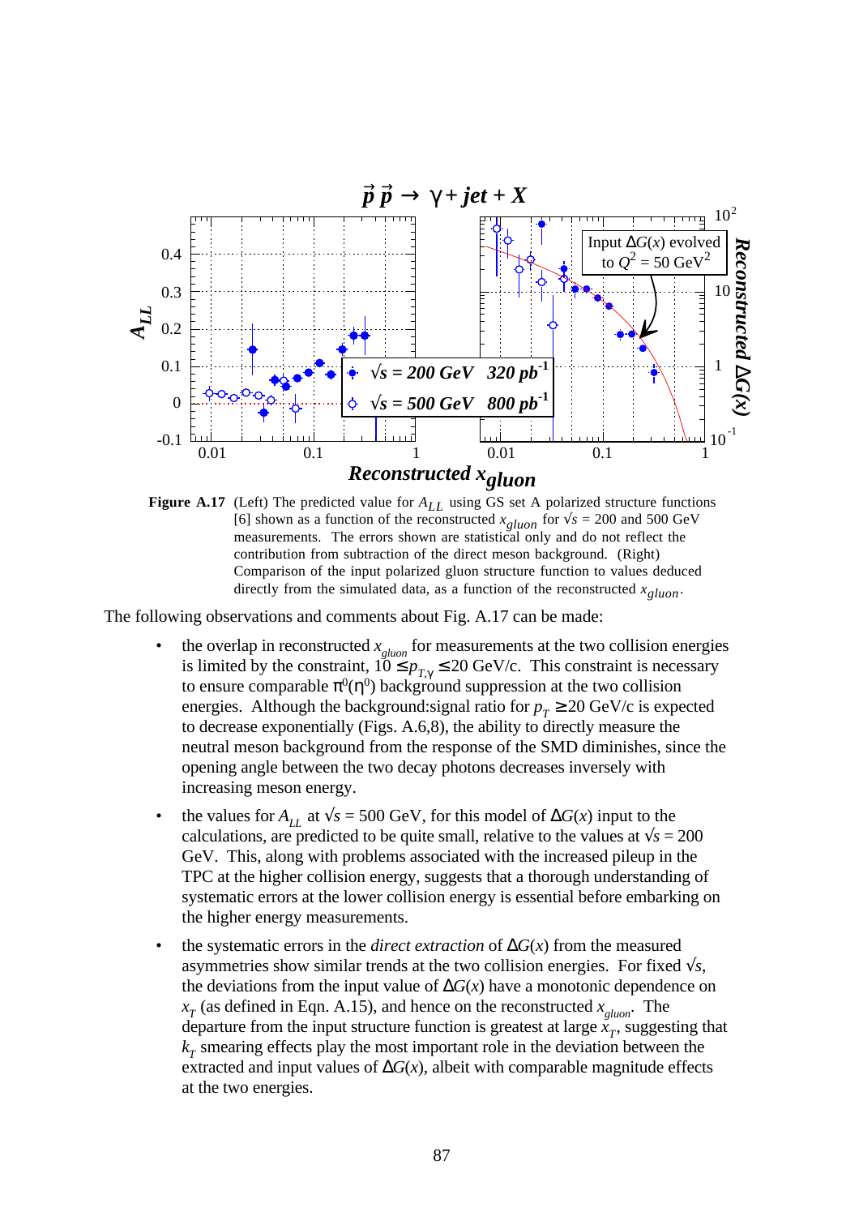**Figure A.17** (Left) The predicted value for $A_{LL}$ using GS set A polarized structure functions [6] shown as a function of the reconstructed $x_{gluon}$ for $\sqrt{s}$ = 200 and 500 GeV measurements. The errors shown are statistical only and do not reflect the contribution from subtraction of the direct meson background. (Right) Comparison of the input polarized gluon structure function to values deduced directly from the simulated data, as a function of the reconstructed $x_{gluon}$.

The following observations and comments about Fig. A.17 can be made:

- the overlap in reconstructed $x_{gluon}$ for measurements at the two collision energies is limited by the constraint, $10 \leq p_{T,\gamma} \leq 20$ GeV/c. This constraint is necessary to ensure comparable $\pi^0(\eta^0)$ background suppression at the two collision energies. Although the background:signal ratio for $p_T \geq 20$ GeV/c is expected to decrease exponentially (Figs. A.6,8), the ability to directly measure the neutral meson background from the response of the SMD diminishes, since the opening angle between the two decay photons decreases inversely with increasing meson energy.
- the values for $A_{LL}$ at $\sqrt{s}$ = 500 GeV, for this model of $\Delta G(x)$ input to the calculations, are predicted to be quite small, relative to the values at $\sqrt{s}$ = 200 GeV. This, along with problems associated with the increased pileup in the TPC at the higher collision energy, suggests that a thorough understanding of systematic errors at the lower collision energy is essential before embarking on the higher energy measurements.
- the systematic errors in the *direct extraction* of $\Delta G(x)$ from the measured asymmetries show similar trends at the two collision energies. For fixed $\sqrt{s}$, the deviations from the input value of $\Delta G(x)$ have a monotonic dependence on $x_T$ (as defined in Eqn. A.15), and hence on the reconstructed $x_{gluon}$. The departure from the input structure function is greatest at large $x_T$, suggesting that $k_T$ smearing effects play the most important role in the deviation between the extracted and input values of $\Delta G(x)$, albeit with comparable magnitude effects at the two energies.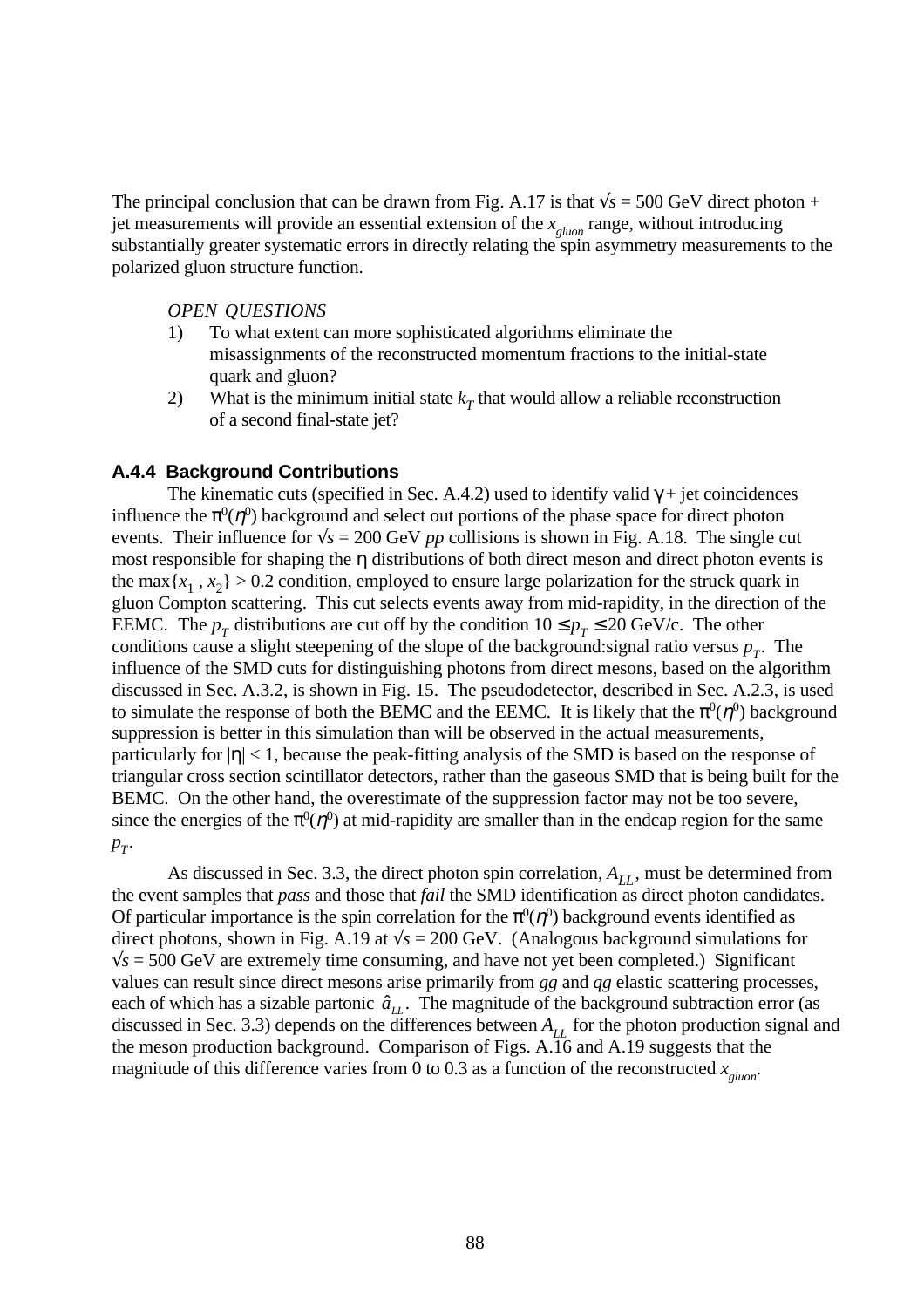The principal conclusion that can be drawn from Fig. A.17 is that $\sqrt{s}$ = 500 GeV direct photon + jet measurements will provide an essential extension of the $x_{gluon}$ range, without introducing substantially greater systematic errors in directly relating the spin asymmetry measurements to the polarized gluon structure function.

*OPEN QUESTIONS*

1) To what extent can more sophisticated algorithms eliminate the misassignments of the reconstructed momentum fractions to the initial-state quark and gluon?
2) What is the minimum initial state $k_T$ that would allow a reliable reconstruction of a second final-state jet?

### A.4.4 Background Contributions

The kinematic cuts (specified in Sec. A.4.2) used to identify valid $\gamma$ + jet coincidences influence the $\pi^0(\eta^0)$ background and select out portions of the phase space for direct photon events. Their influence for $\sqrt{s}$ = 200 GeV *pp* collisions is shown in Fig. A.18. The single cut most responsible for shaping the $\eta$ distributions of both direct meson and direct photon events is the $\max\{x_1, x_2\} > 0.2$ condition, employed to ensure large polarization for the struck quark in gluon Compton scattering. This cut selects events away from mid-rapidity, in the direction of the EEMC. The $p_T$ distributions are cut off by the condition $10 \leq p_T \leq 20$ GeV/c. The other conditions cause a slight steepening of the slope of the background:signal ratio versus $p_T$. The influence of the SMD cuts for distinguishing photons from direct mesons, based on the algorithm discussed in Sec. A.3.2, is shown in Fig. 15. The pseudodetector, described in Sec. A.2.3, is used to simulate the response of both the BEMC and the EEMC. It is likely that the $\pi^0(\eta^0)$ background suppression is better in this simulation than will be observed in the actual measurements, particularly for $|\eta| < 1$, because the peak-fitting analysis of the SMD is based on the response of triangular cross section scintillator detectors, rather than the gaseous SMD that is being built for the BEMC. On the other hand, the overestimate of the suppression factor may not be too severe, since the energies of the $\pi^0(\eta^0)$ at mid-rapidity are smaller than in the endcap region for the same $p_T$.

As discussed in Sec. 3.3, the direct photon spin correlation, $A_{LL}$, must be determined from the event samples that *pass* and those that *fail* the SMD identification as direct photon candidates. Of particular importance is the spin correlation for the $\pi^0(\eta^0)$ background events identified as direct photons, shown in Fig. A.19 at $\sqrt{s}$ = 200 GeV. (Analogous background simulations for $\sqrt{s}$ = 500 GeV are extremely time consuming, and have not yet been completed.) Significant values can result since direct mesons arise primarily from *gg* and *qg* elastic scattering processes, each of which has a sizable partonic $\hat{a}_{LL}$. The magnitude of the background subtraction error (as discussed in Sec. 3.3) depends on the differences between $A_{LL}$ for the photon production signal and the meson production background. Comparison of Figs. A.16 and A.19 suggests that the magnitude of this difference varies from 0 to 0.3 as a function of the reconstructed $x_{gluon}$.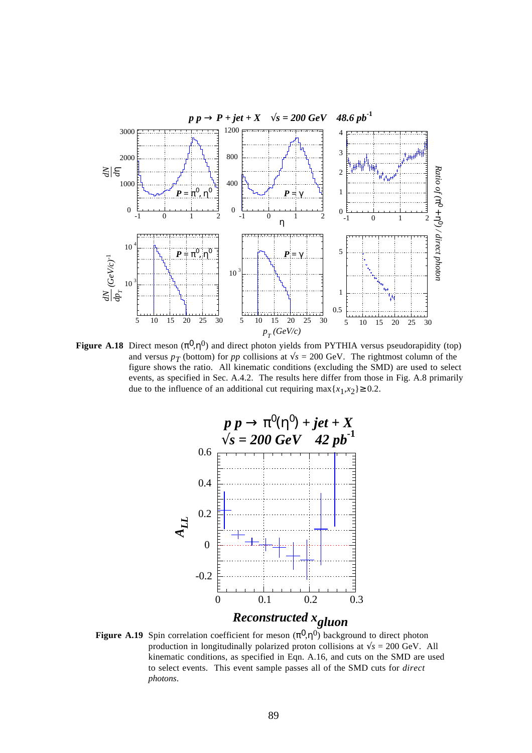**Figure A.18** Direct meson ($\pi^0$,$\eta^0$) and direct photon yields from PYTHIA versus pseudorapidity (top) and versus $p_T$ (bottom) for $pp$ collisions at $\sqrt{s}$ = 200 GeV. The rightmost column of the figure shows the ratio. All kinematic conditions (excluding the SMD) are used to select events, as specified in Sec. A.4.2. The results here differ from those in Fig. A.8 primarily due to the influence of an additional cut requiring $\max\{x_1,x_2\} \geq 0.2$.

**Figure A.19** Spin correlation coefficient for meson ($\pi^0$,$\eta^0$) background to direct photon production in longitudinally polarized proton collisions at $\sqrt{s}$ = 200 GeV. All kinematic conditions, as specified in Eqn. A.16, and cuts on the SMD are used to select events. This event sample passes all of the SMD cuts for *direct photons*.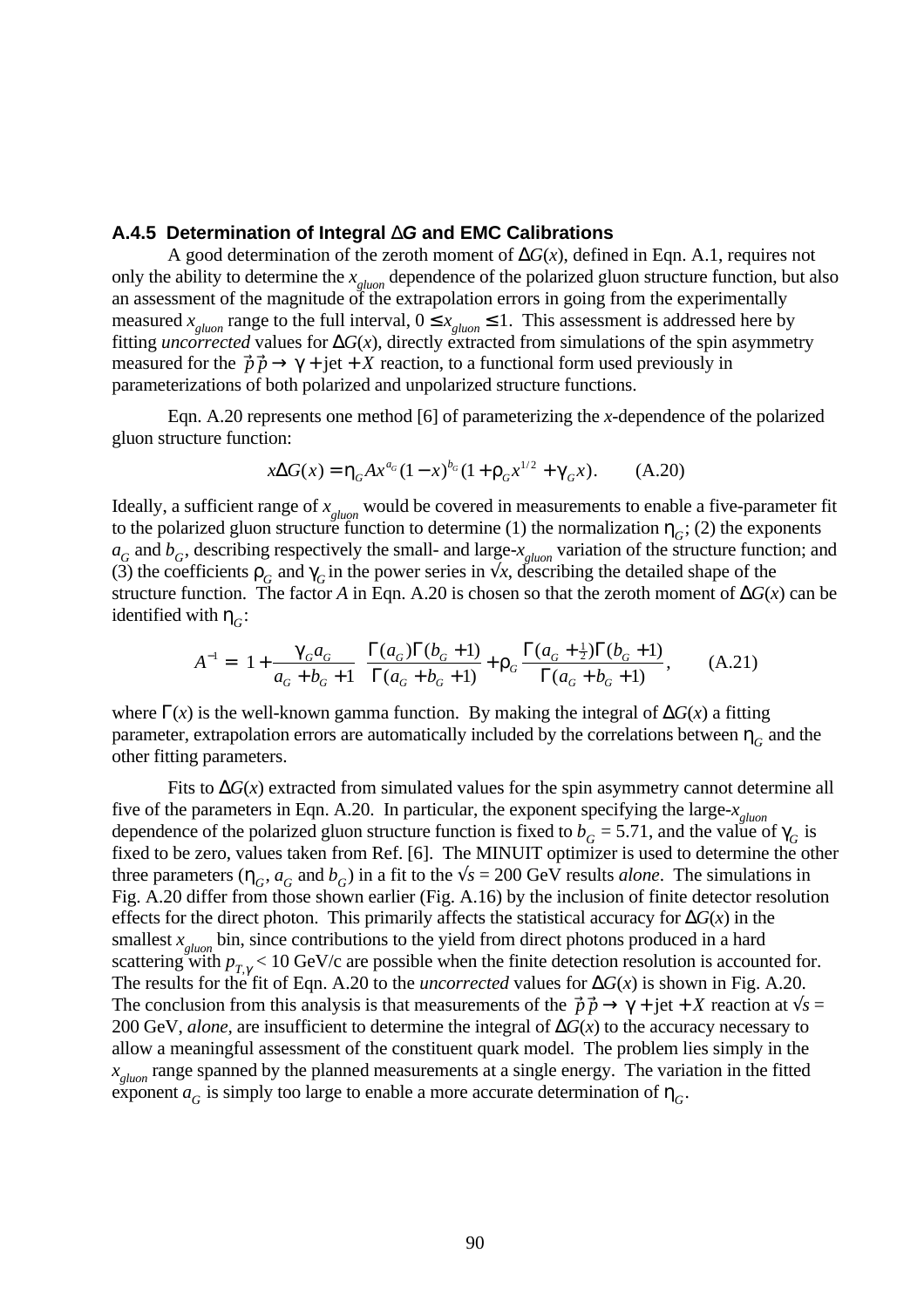### A.4.5 Determination of Integral $\Delta G$ and EMC Calibrations

A good determination of the zeroth moment of $\Delta G(x)$, defined in Eqn. A.1, requires not only the ability to determine the $x_{gluon}$ dependence of the polarized gluon structure function, but also an assessment of the magnitude of the extrapolation errors in going from the experimentally measured $x_{gluon}$ range to the full interval, $0 \le x_{gluon} \le 1$. This assessment is addressed here by fitting *uncorrected* values for $\Delta G(x)$, directly extracted from simulations of the spin asymmetry measured for the $\vec{p}\vec{p} \to \gamma + \text{jet} + X$ reaction, to a functional form used previously in parameterizations of both polarized and unpolarized structure functions.

Eqn. A.20 represents one method [6] of parameterizing the *x*-dependence of the polarized gluon structure function:

$$x\Delta G(x) = \eta_G A x^{a_G}(1-x)^{b_G}(1+\rho_G x^{1/2} + \gamma_G x). \qquad \text{(A.20)}$$

Ideally, a sufficient range of $x_{gluon}$ would be covered in measurements to enable a five-parameter fit to the polarized gluon structure function to determine (1) the normalization $\eta_G$; (2) the exponents $a_G$ and $b_G$, describing respectively the small- and large-$x_{gluon}$ variation of the structure function; and (3) the coefficients $\rho_G$ and $\gamma_G$ in the power series in $\sqrt{x}$, describing the detailed shape of the structure function. The factor *A* in Eqn. A.20 is chosen so that the zeroth moment of $\Delta G(x)$ can be identified with $\eta_G$:

$$A^{-1} = \left(1 + \frac{\gamma_G a_G}{a_G + b_G + 1}\right)\frac{\Gamma(a_G)\Gamma(b_G+1)}{\Gamma(a_G+b_G+1)} + \rho_G \frac{\Gamma(a_G+\frac{1}{2})\Gamma(b_G+1)}{\Gamma(a_G+b_G+1)}, \qquad \text{(A.21)}$$

where $\Gamma(x)$ is the well-known gamma function. By making the integral of $\Delta G(x)$ a fitting parameter, extrapolation errors are automatically included by the correlations between $\eta_G$ and the other fitting parameters.

Fits to $\Delta G(x)$ extracted from simulated values for the spin asymmetry cannot determine all five of the parameters in Eqn. A.20. In particular, the exponent specifying the large-$x_{gluon}$ dependence of the polarized gluon structure function is fixed to $b_G = 5.71$, and the value of $\gamma_G$ is fixed to be zero, values taken from Ref. [6]. The MINUIT optimizer is used to determine the other three parameters ($\eta_G$, $a_G$ and $b_G$) in a fit to the $\sqrt{s} = 200$ GeV results *alone*. The simulations in Fig. A.20 differ from those shown earlier (Fig. A.16) by the inclusion of finite detector resolution effects for the direct photon. This primarily affects the statistical accuracy for $\Delta G(x)$ in the smallest $x_{gluon}$ bin, since contributions to the yield from direct photons produced in a hard scattering with $p_{T,\gamma} < 10$ GeV/c are possible when the finite detection resolution is accounted for. The results for the fit of Eqn. A.20 to the *uncorrected* values for $\Delta G(x)$ is shown in Fig. A.20. The conclusion from this analysis is that measurements of the $\vec{p}\vec{p} \to \gamma + \text{jet} + X$ reaction at $\sqrt{s} = 200$ GeV, *alone,* are insufficient to determine the integral of $\Delta G(x)$ to the accuracy necessary to allow a meaningful assessment of the constituent quark model. The problem lies simply in the $x_{gluon}$ range spanned by the planned measurements at a single energy. The variation in the fitted exponent $a_G$ is simply too large to enable a more accurate determination of $\eta_G$.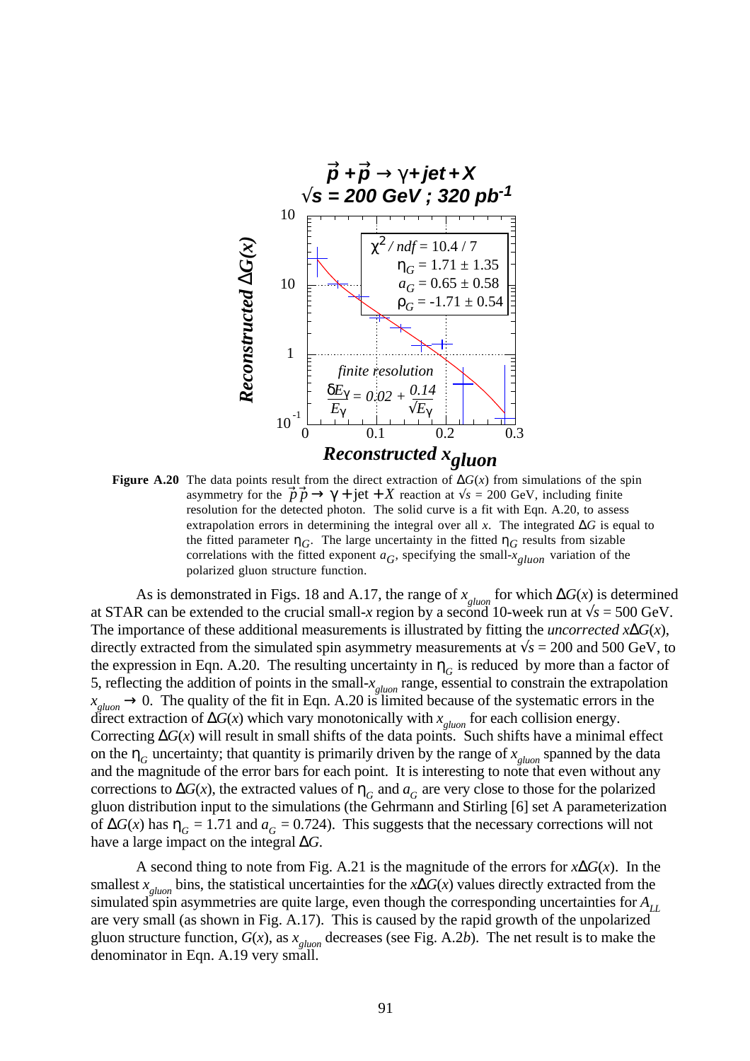**Figure A.20** The data points result from the direct extraction of $\Delta G(x)$ from simulations of the spin asymmetry for the $\vec{p}\vec{p} \rightarrow \gamma + \text{jet} + X$ reaction at $\sqrt{s}$ = 200 GeV, including finite resolution for the detected photon. The solid curve is a fit with Eqn. A.20, to assess extrapolation errors in determining the integral over all $x$. The integrated $\Delta G$ is equal to the fitted parameter $\eta_G$. The large uncertainty in the fitted $\eta_G$ results from sizable correlations with the fitted exponent $a_G$, specifying the small-$x_{gluon}$ variation of the polarized gluon structure function.

As is demonstrated in Figs. 18 and A.17, the range of $x_{gluon}$ for which $\Delta G(x)$ is determined at STAR can be extended to the crucial small-$x$ region by a second 10-week run at $\sqrt{s}$ = 500 GeV. The importance of these additional measurements is illustrated by fitting the *uncorrected* $x\Delta G(x)$, directly extracted from the simulated spin asymmetry measurements at $\sqrt{s}$ = 200 and 500 GeV, to the expression in Eqn. A.20. The resulting uncertainty in $\eta_G$ is reduced by more than a factor of 5, reflecting the addition of points in the small-$x_{gluon}$ range, essential to constrain the extrapolation $x_{gluon} \rightarrow 0$. The quality of the fit in Eqn. A.20 is limited because of the systematic errors in the direct extraction of $\Delta G(x)$ which vary monotonically with $x_{gluon}$ for each collision energy. Correcting $\Delta G(x)$ will result in small shifts of the data points. Such shifts have a minimal effect on the $\eta_G$ uncertainty; that quantity is primarily driven by the range of $x_{gluon}$ spanned by the data and the magnitude of the error bars for each point. It is interesting to note that even without any corrections to $\Delta G(x)$, the extracted values of $\eta_G$ and $a_G$ are very close to those for the polarized gluon distribution input to the simulations (the Gehrmann and Stirling [6] set A parameterization of $\Delta G(x)$ has $\eta_G$ = 1.71 and $a_G$ = 0.724). This suggests that the necessary corrections will not have a large impact on the integral $\Delta G$.

A second thing to note from Fig. A.21 is the magnitude of the errors for $x\Delta G(x)$. In the smallest $x_{gluon}$ bins, the statistical uncertainties for the $x\Delta G(x)$ values directly extracted from the simulated spin asymmetries are quite large, even though the corresponding uncertainties for $A_{LL}$ are very small (as shown in Fig. A.17). This is caused by the rapid growth of the unpolarized gluon structure function, $G(x)$, as $x_{gluon}$ decreases (see Fig. A.2$b$). The net result is to make the denominator in Eqn. A.19 very small.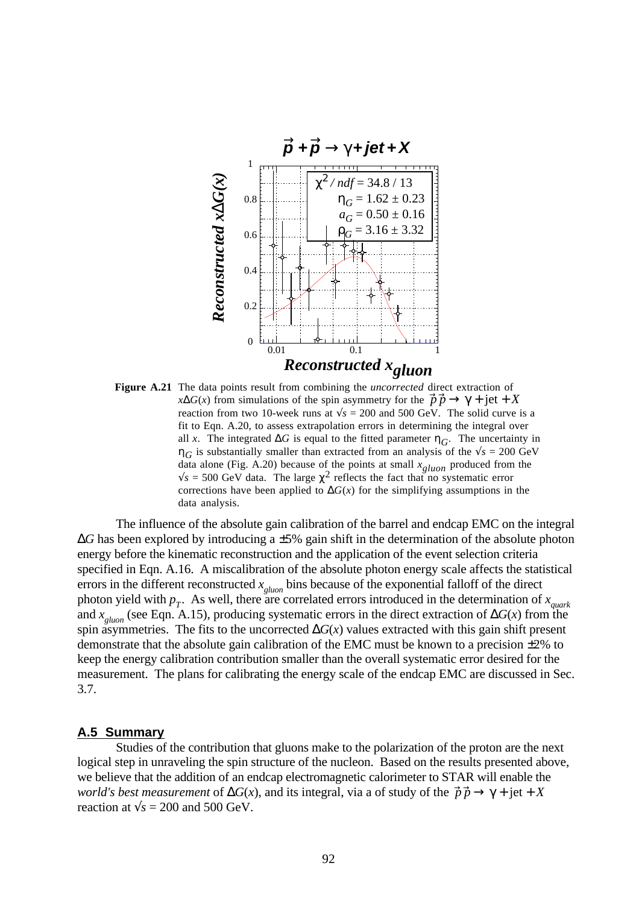**Figure A.21** The data points result from combining the *uncorrected* direct extraction of $x\Delta G(x)$ from simulations of the spin asymmetry for the $\vec{p}\,\vec{p} \rightarrow \gamma + \text{jet} + X$ reaction from two 10-week runs at $\sqrt{s}$ = 200 and 500 GeV. The solid curve is a fit to Eqn. A.20, to assess extrapolation errors in determining the integral over all $x$. The integrated $\Delta G$ is equal to the fitted parameter $\eta_G$. The uncertainty in $\eta_G$ is substantially smaller than extracted from an analysis of the $\sqrt{s}$ = 200 GeV data alone (Fig. A.20) because of the points at small $x_{gluon}$ produced from the $\sqrt{s}$ = 500 GeV data. The large $\chi^2$ reflects the fact that no systematic error corrections have been applied to $\Delta G(x)$ for the simplifying assumptions in the data analysis.

The influence of the absolute gain calibration of the barrel and endcap EMC on the integral $\Delta G$ has been explored by introducing a ±5% gain shift in the determination of the absolute photon energy before the kinematic reconstruction and the application of the event selection criteria specified in Eqn. A.16. A miscalibration of the absolute photon energy scale affects the statistical errors in the different reconstructed $x_{gluon}$ bins because of the exponential falloff of the direct photon yield with $p_T$. As well, there are correlated errors introduced in the determination of $x_{quark}$ and $x_{gluon}$ (see Eqn. A.15), producing systematic errors in the direct extraction of $\Delta G(x)$ from the spin asymmetries. The fits to the uncorrected $\Delta G(x)$ values extracted with this gain shift present demonstrate that the absolute gain calibration of the EMC must be known to a precision ±2% to keep the energy calibration contribution smaller than the overall systematic error desired for the measurement. The plans for calibrating the energy scale of the endcap EMC are discussed in Sec. 3.7.

## A.5 Summary

Studies of the contribution that gluons make to the polarization of the proton are the next logical step in unraveling the spin structure of the nucleon. Based on the results presented above, we believe that the addition of an endcap electromagnetic calorimeter to STAR will enable the *world's best measurement* of $\Delta G(x)$, and its integral, via a of study of the $\vec{p}\,\vec{p} \rightarrow \gamma + \text{jet} + X$ reaction at $\sqrt{s}$ = 200 and 500 GeV.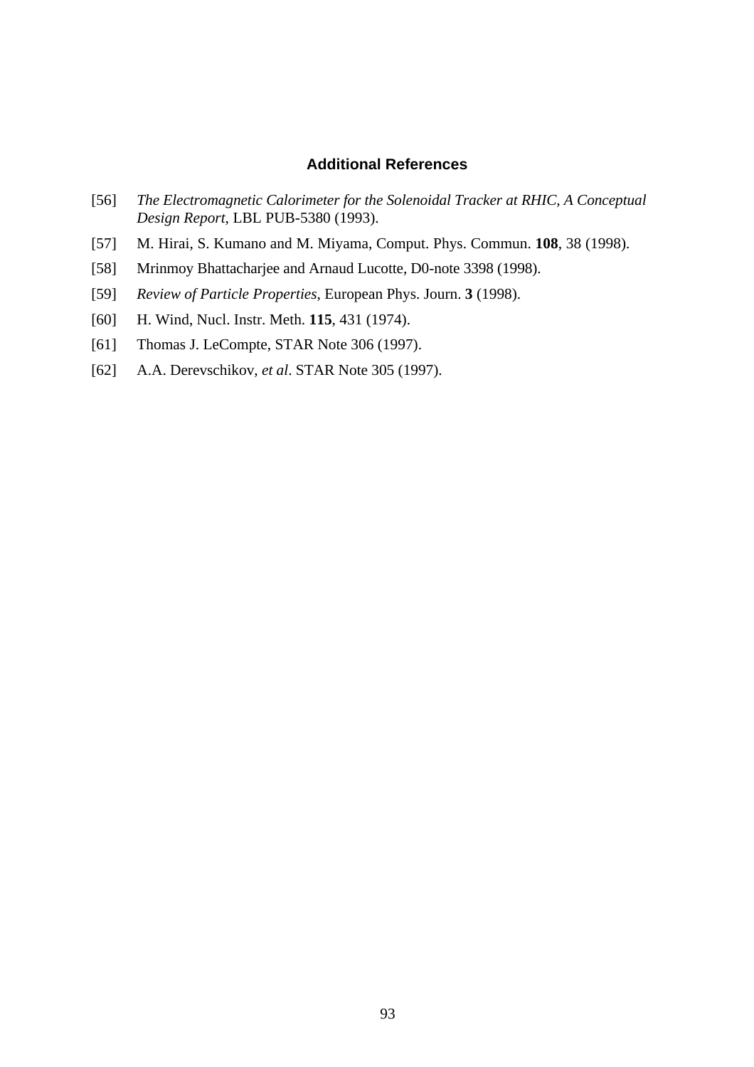## Additional References

[56] *The Electromagnetic Calorimeter for the Solenoidal Tracker at RHIC, A Conceptual Design Report*, LBL PUB-5380 (1993).

[57] M. Hirai, S. Kumano and M. Miyama, Comput. Phys. Commun. **108**, 38 (1998).

[58] Mrinmoy Bhattacharjee and Arnaud Lucotte, D0-note 3398 (1998).

[59] *Review of Particle Properties*, European Phys. Journ. **3** (1998).

[60] H. Wind, Nucl. Instr. Meth. **115**, 431 (1974).

[61] Thomas J. LeCompte, STAR Note 306 (1997).

[62] A.A. Derevschikov, *et al*. STAR Note 305 (1997).